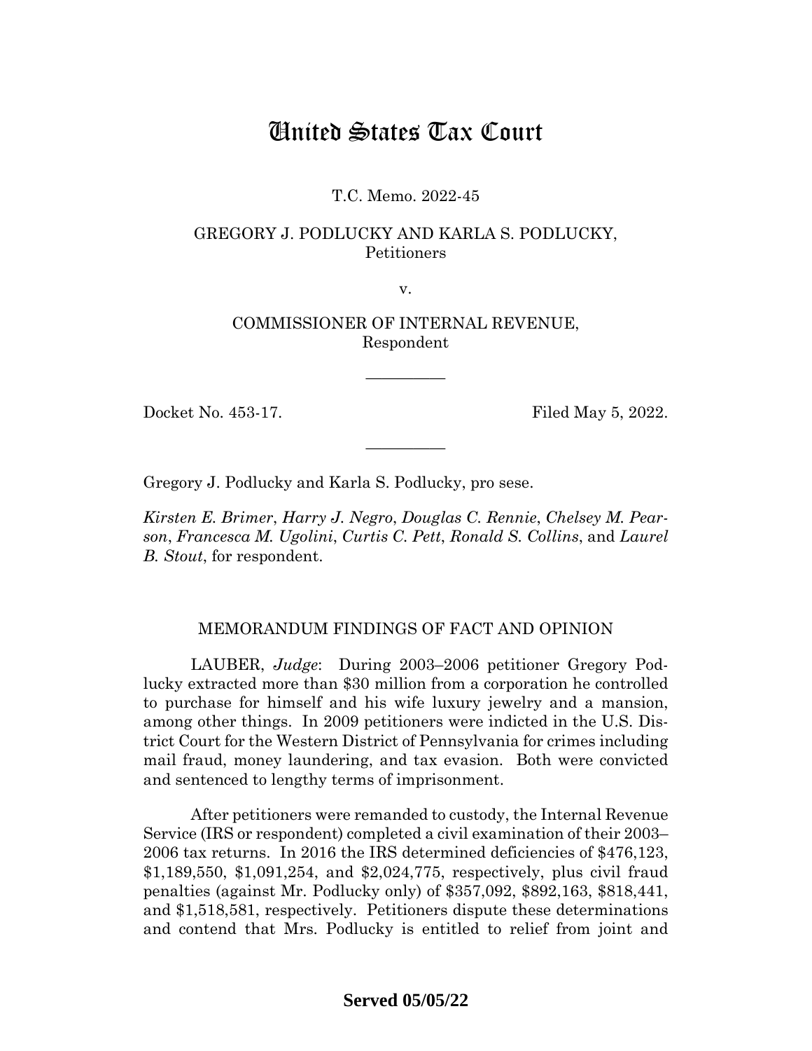# United States Tax Court

T.C. Memo. 2022-45

GREGORY J. PODLUCKY AND KARLA S. PODLUCKY,
Petitioners

v.

COMMISSIONER OF INTERNAL REVENUE,
Respondent

—————

Docket No. 453-17. Filed May 5, 2022.

—————

Gregory J. Podlucky and Karla S. Podlucky, pro sese.

*Kirsten E. Brimer*, *Harry J. Negro*, *Douglas C. Rennie*, *Chelsey M. Pearson*, *Francesca M. Ugolini*, *Curtis C. Pett*, *Ronald S. Collins*, and *Laurel B. Stout*, for respondent.

MEMORANDUM FINDINGS OF FACT AND OPINION

LAUBER, *Judge*: During 2003–2006 petitioner Gregory Podlucky extracted more than $30 million from a corporation he controlled to purchase for himself and his wife luxury jewelry and a mansion, among other things. In 2009 petitioners were indicted in the U.S. District Court for the Western District of Pennsylvania for crimes including mail fraud, money laundering, and tax evasion. Both were convicted and sentenced to lengthy terms of imprisonment.

After petitioners were remanded to custody, the Internal Revenue Service (IRS or respondent) completed a civil examination of their 2003–2006 tax returns. In 2016 the IRS determined deficiencies of $476,123, $1,189,550, $1,091,254, and $2,024,775, respectively, plus civil fraud penalties (against Mr. Podlucky only) of $357,092, $892,163, $818,441, and $1,518,581, respectively. Petitioners dispute these determinations and contend that Mrs. Podlucky is entitled to relief from joint and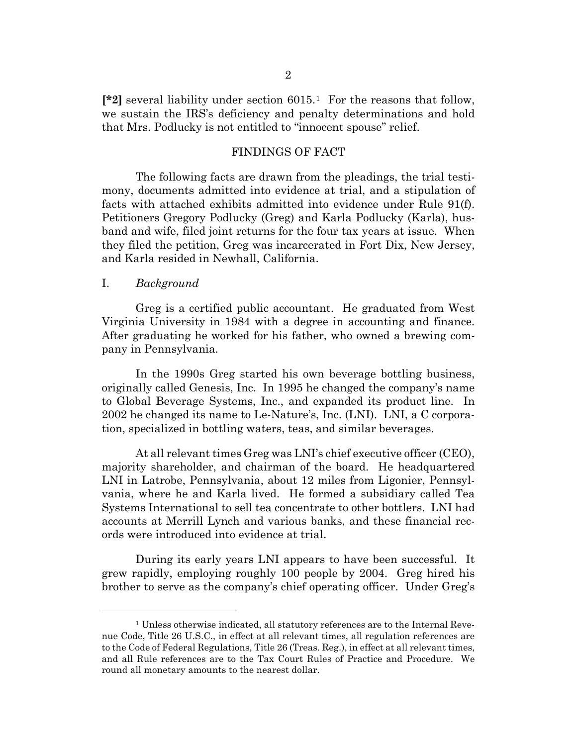**[*2]** several liability under section 6015.[1] For the reasons that follow, we sustain the IRS's deficiency and penalty determinations and hold that Mrs. Podlucky is not entitled to "innocent spouse" relief.

## FINDINGS OF FACT

The following facts are drawn from the pleadings, the trial testimony, documents admitted into evidence at trial, and a stipulation of facts with attached exhibits admitted into evidence under Rule 91(f). Petitioners Gregory Podlucky (Greg) and Karla Podlucky (Karla), husband and wife, filed joint returns for the four tax years at issue. When they filed the petition, Greg was incarcerated in Fort Dix, New Jersey, and Karla resided in Newhall, California.

### I. *Background*

Greg is a certified public accountant. He graduated from West Virginia University in 1984 with a degree in accounting and finance. After graduating he worked for his father, who owned a brewing company in Pennsylvania.

In the 1990s Greg started his own beverage bottling business, originally called Genesis, Inc. In 1995 he changed the company's name to Global Beverage Systems, Inc., and expanded its product line. In 2002 he changed its name to Le-Nature's, Inc. (LNI). LNI, a C corporation, specialized in bottling waters, teas, and similar beverages.

At all relevant times Greg was LNI's chief executive officer (CEO), majority shareholder, and chairman of the board. He headquartered LNI in Latrobe, Pennsylvania, about 12 miles from Ligonier, Pennsylvania, where he and Karla lived. He formed a subsidiary called Tea Systems International to sell tea concentrate to other bottlers. LNI had accounts at Merrill Lynch and various banks, and these financial records were introduced into evidence at trial.

During its early years LNI appears to have been successful. It grew rapidly, employing roughly 100 people by 2004. Greg hired his brother to serve as the company's chief operating officer. Under Greg's

[1] Unless otherwise indicated, all statutory references are to the Internal Revenue Code, Title 26 U.S.C., in effect at all relevant times, all regulation references are to the Code of Federal Regulations, Title 26 (Treas. Reg.), in effect at all relevant times, and all Rule references are to the Tax Court Rules of Practice and Procedure. We round all monetary amounts to the nearest dollar.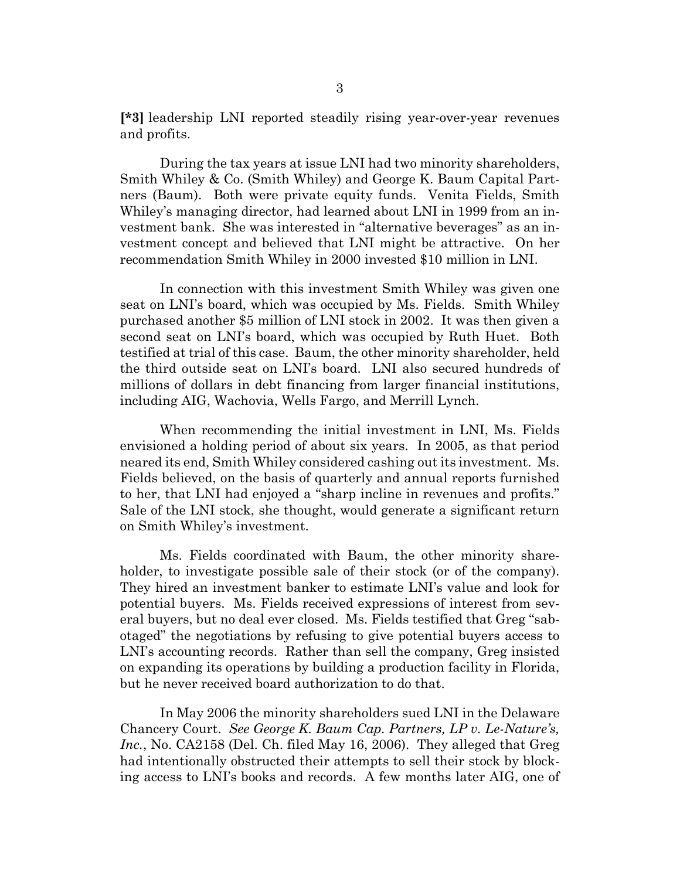**[*3]** leadership LNI reported steadily rising year-over-year revenues and profits.

During the tax years at issue LNI had two minority shareholders, Smith Whiley & Co. (Smith Whiley) and George K. Baum Capital Partners (Baum). Both were private equity funds. Venita Fields, Smith Whiley's managing director, had learned about LNI in 1999 from an investment bank. She was interested in "alternative beverages" as an investment concept and believed that LNI might be attractive. On her recommendation Smith Whiley in 2000 invested $10 million in LNI.

In connection with this investment Smith Whiley was given one seat on LNI's board, which was occupied by Ms. Fields. Smith Whiley purchased another $5 million of LNI stock in 2002. It was then given a second seat on LNI's board, which was occupied by Ruth Huet. Both testified at trial of this case. Baum, the other minority shareholder, held the third outside seat on LNI's board. LNI also secured hundreds of millions of dollars in debt financing from larger financial institutions, including AIG, Wachovia, Wells Fargo, and Merrill Lynch.

When recommending the initial investment in LNI, Ms. Fields envisioned a holding period of about six years. In 2005, as that period neared its end, Smith Whiley considered cashing out its investment. Ms. Fields believed, on the basis of quarterly and annual reports furnished to her, that LNI had enjoyed a "sharp incline in revenues and profits." Sale of the LNI stock, she thought, would generate a significant return on Smith Whiley's investment.

Ms. Fields coordinated with Baum, the other minority shareholder, to investigate possible sale of their stock (or of the company). They hired an investment banker to estimate LNI's value and look for potential buyers. Ms. Fields received expressions of interest from several buyers, but no deal ever closed. Ms. Fields testified that Greg "sabotaged" the negotiations by refusing to give potential buyers access to LNI's accounting records. Rather than sell the company, Greg insisted on expanding its operations by building a production facility in Florida, but he never received board authorization to do that.

In May 2006 the minority shareholders sued LNI in the Delaware Chancery Court. *See George K. Baum Cap. Partners, LP v. Le-Nature's, Inc.*, No. CA2158 (Del. Ch. filed May 16, 2006). They alleged that Greg had intentionally obstructed their attempts to sell their stock by blocking access to LNI's books and records. A few months later AIG, one of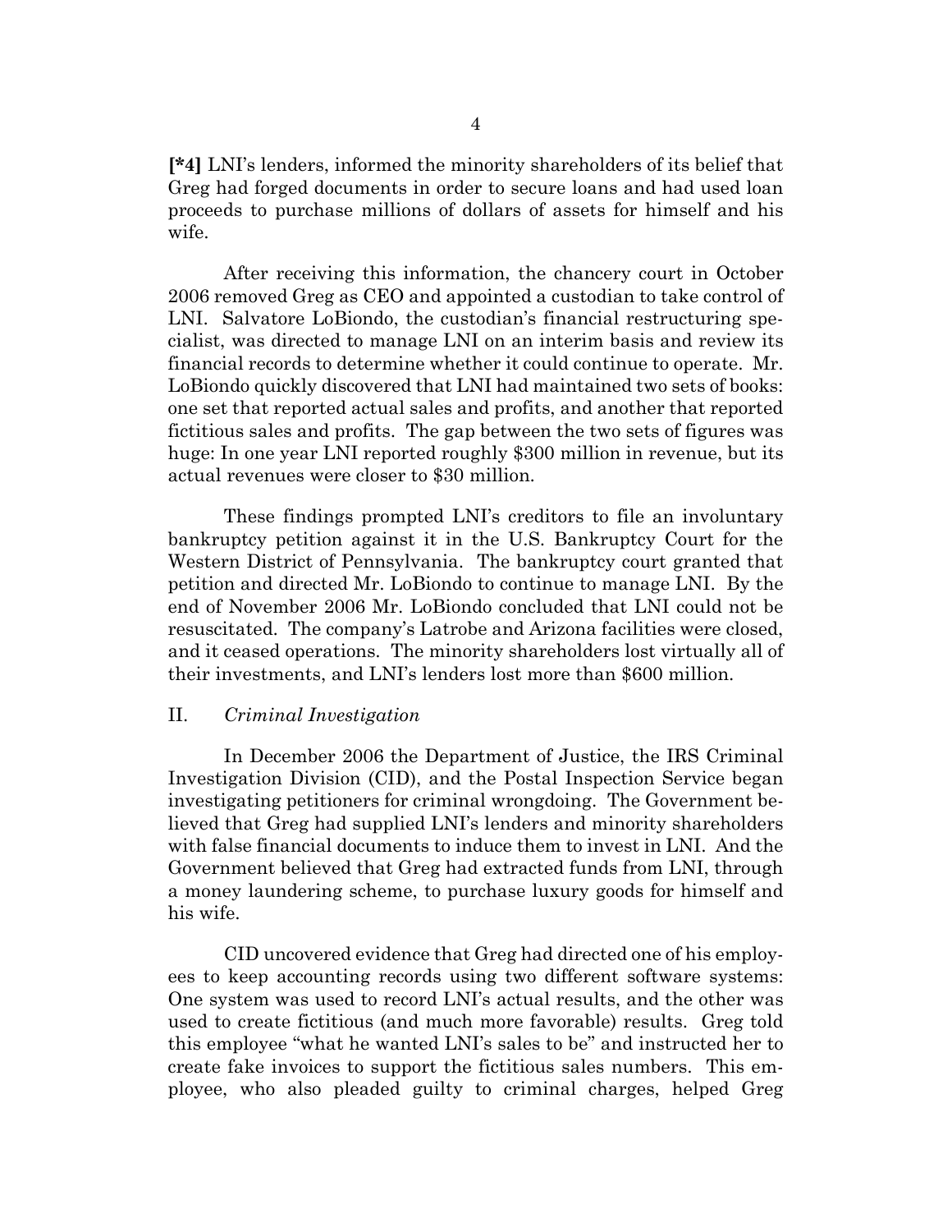**[*4]** LNI's lenders, informed the minority shareholders of its belief that Greg had forged documents in order to secure loans and had used loan proceeds to purchase millions of dollars of assets for himself and his wife.

After receiving this information, the chancery court in October 2006 removed Greg as CEO and appointed a custodian to take control of LNI. Salvatore LoBiondo, the custodian's financial restructuring specialist, was directed to manage LNI on an interim basis and review its financial records to determine whether it could continue to operate. Mr. LoBiondo quickly discovered that LNI had maintained two sets of books: one set that reported actual sales and profits, and another that reported fictitious sales and profits. The gap between the two sets of figures was huge: In one year LNI reported roughly $300 million in revenue, but its actual revenues were closer to $30 million.

These findings prompted LNI's creditors to file an involuntary bankruptcy petition against it in the U.S. Bankruptcy Court for the Western District of Pennsylvania. The bankruptcy court granted that petition and directed Mr. LoBiondo to continue to manage LNI. By the end of November 2006 Mr. LoBiondo concluded that LNI could not be resuscitated. The company's Latrobe and Arizona facilities were closed, and it ceased operations. The minority shareholders lost virtually all of their investments, and LNI's lenders lost more than $600 million.

## II. *Criminal Investigation*

In December 2006 the Department of Justice, the IRS Criminal Investigation Division (CID), and the Postal Inspection Service began investigating petitioners for criminal wrongdoing. The Government believed that Greg had supplied LNI's lenders and minority shareholders with false financial documents to induce them to invest in LNI. And the Government believed that Greg had extracted funds from LNI, through a money laundering scheme, to purchase luxury goods for himself and his wife.

CID uncovered evidence that Greg had directed one of his employees to keep accounting records using two different software systems: One system was used to record LNI's actual results, and the other was used to create fictitious (and much more favorable) results. Greg told this employee "what he wanted LNI's sales to be" and instructed her to create fake invoices to support the fictitious sales numbers. This employee, who also pleaded guilty to criminal charges, helped Greg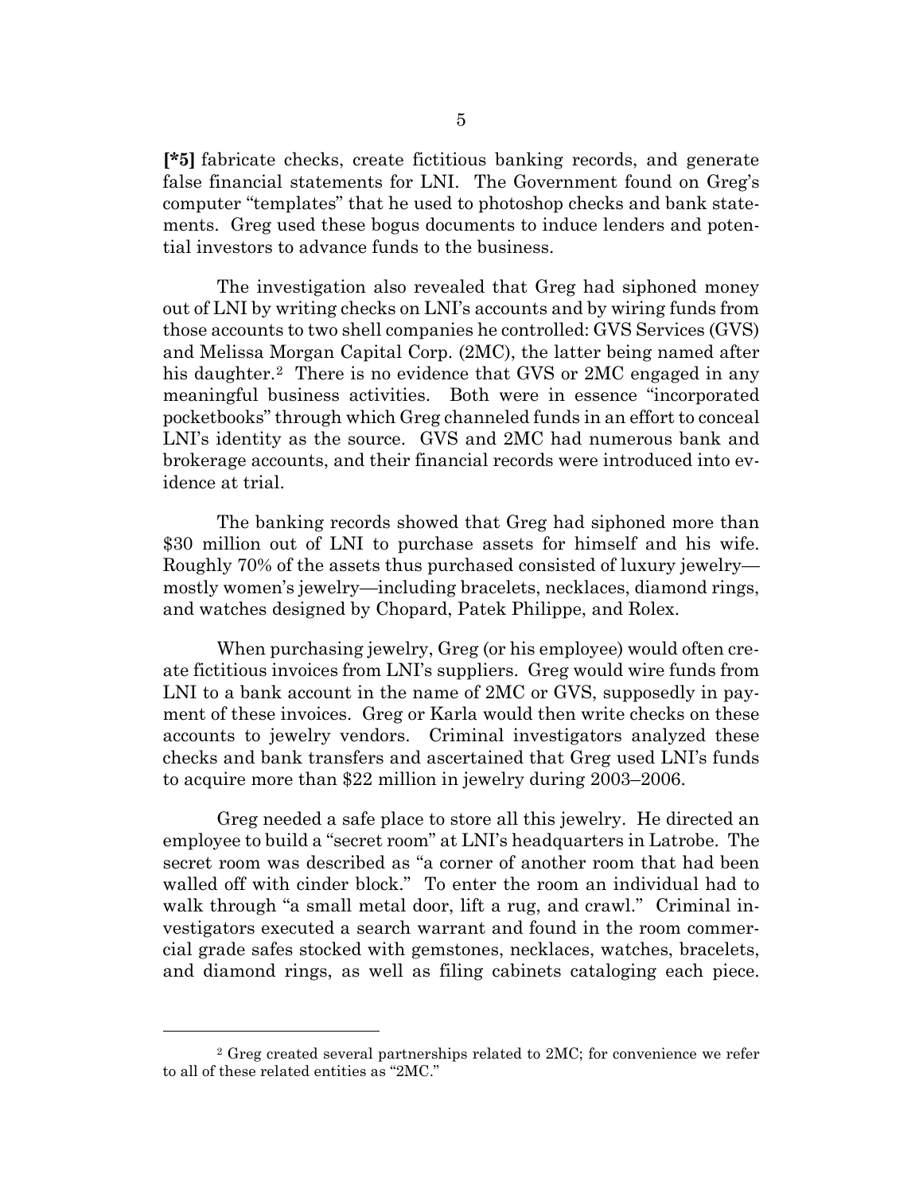**[*5]** fabricate checks, create fictitious banking records, and generate false financial statements for LNI. The Government found on Greg's computer "templates" that he used to photoshop checks and bank statements. Greg used these bogus documents to induce lenders and potential investors to advance funds to the business.

The investigation also revealed that Greg had siphoned money out of LNI by writing checks on LNI's accounts and by wiring funds from those accounts to two shell companies he controlled: GVS Services (GVS) and Melissa Morgan Capital Corp. (2MC), the latter being named after his daughter.[2] There is no evidence that GVS or 2MC engaged in any meaningful business activities. Both were in essence "incorporated pocketbooks" through which Greg channeled funds in an effort to conceal LNI's identity as the source. GVS and 2MC had numerous bank and brokerage accounts, and their financial records were introduced into evidence at trial.

The banking records showed that Greg had siphoned more than $30 million out of LNI to purchase assets for himself and his wife. Roughly 70% of the assets thus purchased consisted of luxury jewelry—mostly women's jewelry—including bracelets, necklaces, diamond rings, and watches designed by Chopard, Patek Philippe, and Rolex.

When purchasing jewelry, Greg (or his employee) would often create fictitious invoices from LNI's suppliers. Greg would wire funds from LNI to a bank account in the name of 2MC or GVS, supposedly in payment of these invoices. Greg or Karla would then write checks on these accounts to jewelry vendors. Criminal investigators analyzed these checks and bank transfers and ascertained that Greg used LNI's funds to acquire more than $22 million in jewelry during 2003–2006.

Greg needed a safe place to store all this jewelry. He directed an employee to build a "secret room" at LNI's headquarters in Latrobe. The secret room was described as "a corner of another room that had been walled off with cinder block." To enter the room an individual had to walk through "a small metal door, lift a rug, and crawl." Criminal investigators executed a search warrant and found in the room commercial grade safes stocked with gemstones, necklaces, watches, bracelets, and diamond rings, as well as filing cabinets cataloging each piece.

[2] Greg created several partnerships related to 2MC; for convenience we refer to all of these related entities as "2MC."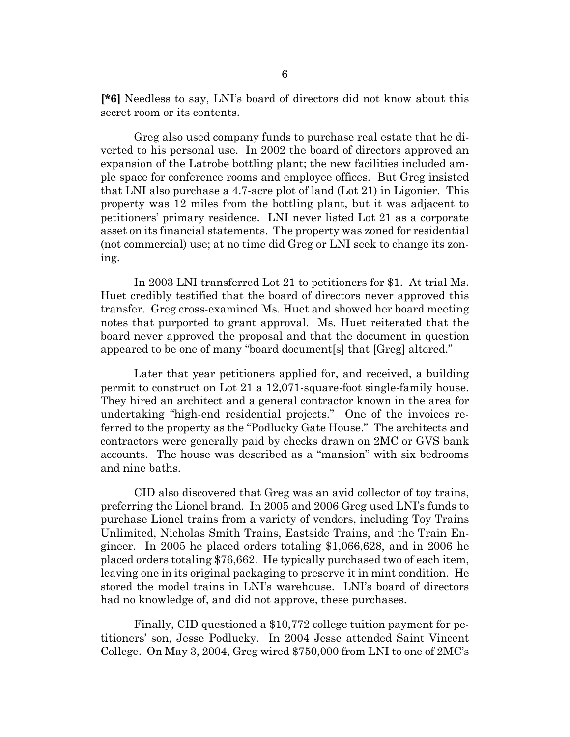**[*6]** Needless to say, LNI's board of directors did not know about this secret room or its contents.

Greg also used company funds to purchase real estate that he diverted to his personal use. In 2002 the board of directors approved an expansion of the Latrobe bottling plant; the new facilities included ample space for conference rooms and employee offices. But Greg insisted that LNI also purchase a 4.7-acre plot of land (Lot 21) in Ligonier. This property was 12 miles from the bottling plant, but it was adjacent to petitioners' primary residence. LNI never listed Lot 21 as a corporate asset on its financial statements. The property was zoned for residential (not commercial) use; at no time did Greg or LNI seek to change its zoning.

In 2003 LNI transferred Lot 21 to petitioners for $1. At trial Ms. Huet credibly testified that the board of directors never approved this transfer. Greg cross-examined Ms. Huet and showed her board meeting notes that purported to grant approval. Ms. Huet reiterated that the board never approved the proposal and that the document in question appeared to be one of many "board document[s] that [Greg] altered."

Later that year petitioners applied for, and received, a building permit to construct on Lot 21 a 12,071-square-foot single-family house. They hired an architect and a general contractor known in the area for undertaking "high-end residential projects." One of the invoices referred to the property as the "Podlucky Gate House." The architects and contractors were generally paid by checks drawn on 2MC or GVS bank accounts. The house was described as a "mansion" with six bedrooms and nine baths.

CID also discovered that Greg was an avid collector of toy trains, preferring the Lionel brand. In 2005 and 2006 Greg used LNI's funds to purchase Lionel trains from a variety of vendors, including Toy Trains Unlimited, Nicholas Smith Trains, Eastside Trains, and the Train Engineer. In 2005 he placed orders totaling $1,066,628, and in 2006 he placed orders totaling $76,662. He typically purchased two of each item, leaving one in its original packaging to preserve it in mint condition. He stored the model trains in LNI's warehouse. LNI's board of directors had no knowledge of, and did not approve, these purchases.

Finally, CID questioned a $10,772 college tuition payment for petitioners' son, Jesse Podlucky. In 2004 Jesse attended Saint Vincent College. On May 3, 2004, Greg wired $750,000 from LNI to one of 2MC's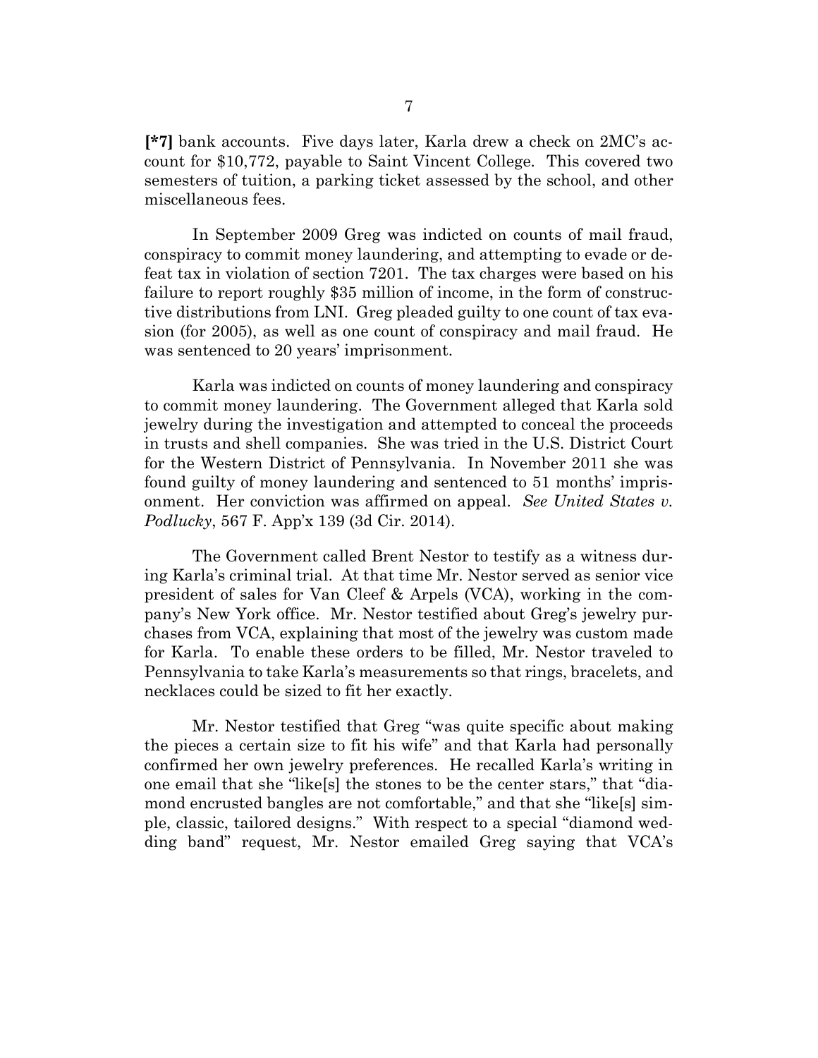**[*7]** bank accounts. Five days later, Karla drew a check on 2MC's account for $10,772, payable to Saint Vincent College. This covered two semesters of tuition, a parking ticket assessed by the school, and other miscellaneous fees.

In September 2009 Greg was indicted on counts of mail fraud, conspiracy to commit money laundering, and attempting to evade or defeat tax in violation of section 7201. The tax charges were based on his failure to report roughly $35 million of income, in the form of constructive distributions from LNI. Greg pleaded guilty to one count of tax evasion (for 2005), as well as one count of conspiracy and mail fraud. He was sentenced to 20 years' imprisonment.

Karla was indicted on counts of money laundering and conspiracy to commit money laundering. The Government alleged that Karla sold jewelry during the investigation and attempted to conceal the proceeds in trusts and shell companies. She was tried in the U.S. District Court for the Western District of Pennsylvania. In November 2011 she was found guilty of money laundering and sentenced to 51 months' imprisonment. Her conviction was affirmed on appeal. *See United States v. Podlucky*, 567 F. App'x 139 (3d Cir. 2014).

The Government called Brent Nestor to testify as a witness during Karla's criminal trial. At that time Mr. Nestor served as senior vice president of sales for Van Cleef & Arpels (VCA), working in the company's New York office. Mr. Nestor testified about Greg's jewelry purchases from VCA, explaining that most of the jewelry was custom made for Karla. To enable these orders to be filled, Mr. Nestor traveled to Pennsylvania to take Karla's measurements so that rings, bracelets, and necklaces could be sized to fit her exactly.

Mr. Nestor testified that Greg "was quite specific about making the pieces a certain size to fit his wife" and that Karla had personally confirmed her own jewelry preferences. He recalled Karla's writing in one email that she "like[s] the stones to be the center stars," that "diamond encrusted bangles are not comfortable," and that she "like[s] simple, classic, tailored designs." With respect to a special "diamond wedding band" request, Mr. Nestor emailed Greg saying that VCA's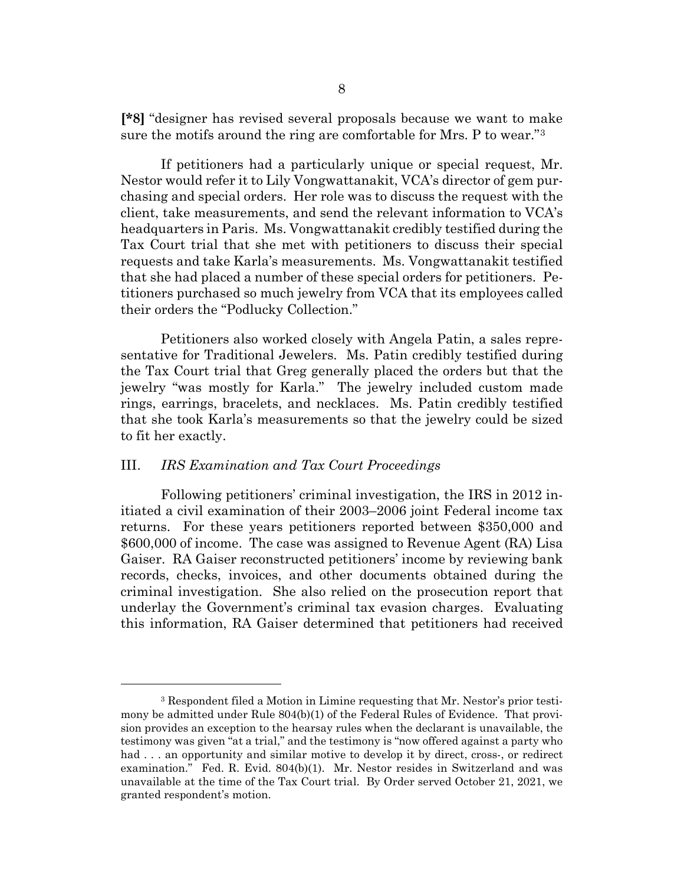**[*8]** "designer has revised several proposals because we want to make sure the motifs around the ring are comfortable for Mrs. P to wear."[3]

If petitioners had a particularly unique or special request, Mr. Nestor would refer it to Lily Vongwattanakit, VCA's director of gem purchasing and special orders. Her role was to discuss the request with the client, take measurements, and send the relevant information to VCA's headquarters in Paris. Ms. Vongwattanakit credibly testified during the Tax Court trial that she met with petitioners to discuss their special requests and take Karla's measurements. Ms. Vongwattanakit testified that she had placed a number of these special orders for petitioners. Petitioners purchased so much jewelry from VCA that its employees called their orders the "Podlucky Collection."

Petitioners also worked closely with Angela Patin, a sales representative for Traditional Jewelers. Ms. Patin credibly testified during the Tax Court trial that Greg generally placed the orders but that the jewelry "was mostly for Karla." The jewelry included custom made rings, earrings, bracelets, and necklaces. Ms. Patin credibly testified that she took Karla's measurements so that the jewelry could be sized to fit her exactly.

## III. *IRS Examination and Tax Court Proceedings*

Following petitioners' criminal investigation, the IRS in 2012 initiated a civil examination of their 2003–2006 joint Federal income tax returns. For these years petitioners reported between $350,000 and $600,000 of income. The case was assigned to Revenue Agent (RA) Lisa Gaiser. RA Gaiser reconstructed petitioners' income by reviewing bank records, checks, invoices, and other documents obtained during the criminal investigation. She also relied on the prosecution report that underlay the Government's criminal tax evasion charges. Evaluating this information, RA Gaiser determined that petitioners had received

---

[3] Respondent filed a Motion in Limine requesting that Mr. Nestor's prior testimony be admitted under Rule 804(b)(1) of the Federal Rules of Evidence. That provision provides an exception to the hearsay rules when the declarant is unavailable, the testimony was given "at a trial," and the testimony is "now offered against a party who had . . . an opportunity and similar motive to develop it by direct, cross-, or redirect examination." Fed. R. Evid. 804(b)(1). Mr. Nestor resides in Switzerland and was unavailable at the time of the Tax Court trial. By Order served October 21, 2021, we granted respondent's motion.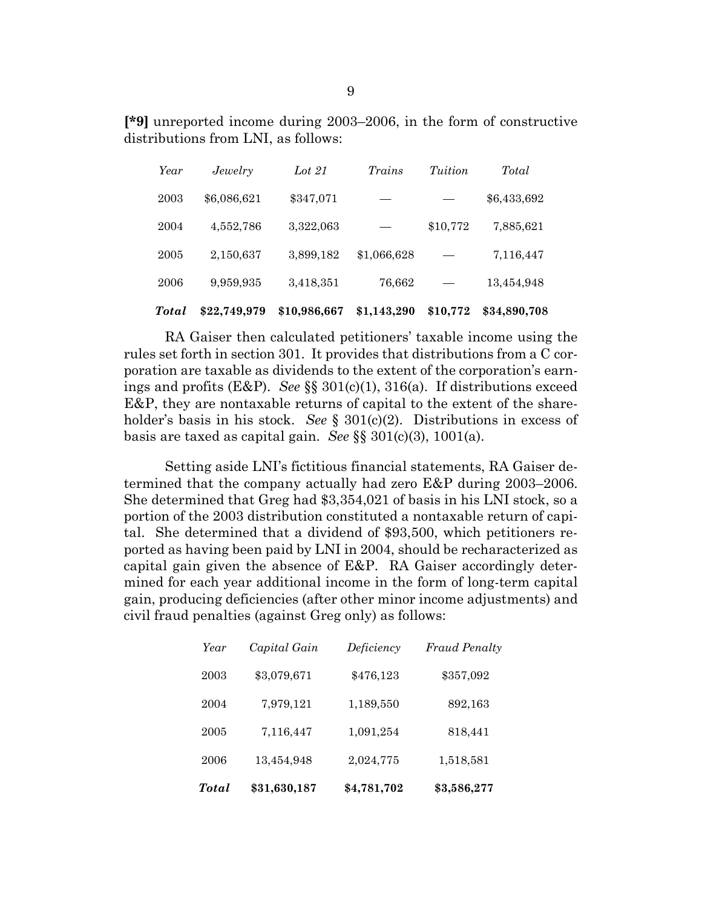**[*9]** unreported income during 2003–2006, in the form of constructive distributions from LNI, as follows:

| *Year* | *Jewelry* | *Lot 21* | *Trains* | *Tuition* | *Total* |
|---|---|---|---|---|---|
| 2003 | $6,086,621 | $347,071 | — | — | $6,433,692 |
| 2004 | 4,552,786 | 3,322,063 | — | $10,772 | 7,885,621 |
| 2005 | 2,150,637 | 3,899,182 | $1,066,628 | — | 7,116,447 |
| 2006 | 9,959,935 | 3,418,351 | 76,662 | — | 13,454,948 |
| ***Total*** | **$22,749,979** | **$10,986,667** | **$1,143,290** | **$10,772** | **$34,890,708** |

RA Gaiser then calculated petitioners' taxable income using the rules set forth in section 301. It provides that distributions from a C corporation are taxable as dividends to the extent of the corporation's earnings and profits (E&P). *See* §§ 301(c)(1), 316(a). If distributions exceed E&P, they are nontaxable returns of capital to the extent of the shareholder's basis in his stock. *See* § 301(c)(2). Distributions in excess of basis are taxed as capital gain. *See* §§ 301(c)(3), 1001(a).

Setting aside LNI's fictitious financial statements, RA Gaiser determined that the company actually had zero E&P during 2003–2006. She determined that Greg had $3,354,021 of basis in his LNI stock, so a portion of the 2003 distribution constituted a nontaxable return of capital. She determined that a dividend of $93,500, which petitioners reported as having been paid by LNI in 2004, should be recharacterized as capital gain given the absence of E&P. RA Gaiser accordingly determined for each year additional income in the form of long-term capital gain, producing deficiencies (after other minor income adjustments) and civil fraud penalties (against Greg only) as follows:

| *Year* | *Capital Gain* | *Deficiency* | *Fraud Penalty* |
|---|---|---|---|
| 2003 | $3,079,671 | $476,123 | $357,092 |
| 2004 | 7,979,121 | 1,189,550 | 892,163 |
| 2005 | 7,116,447 | 1,091,254 | 818,441 |
| 2006 | 13,454,948 | 2,024,775 | 1,518,581 |
| ***Total*** | **$31,630,187** | **$4,781,702** | **$3,586,277** |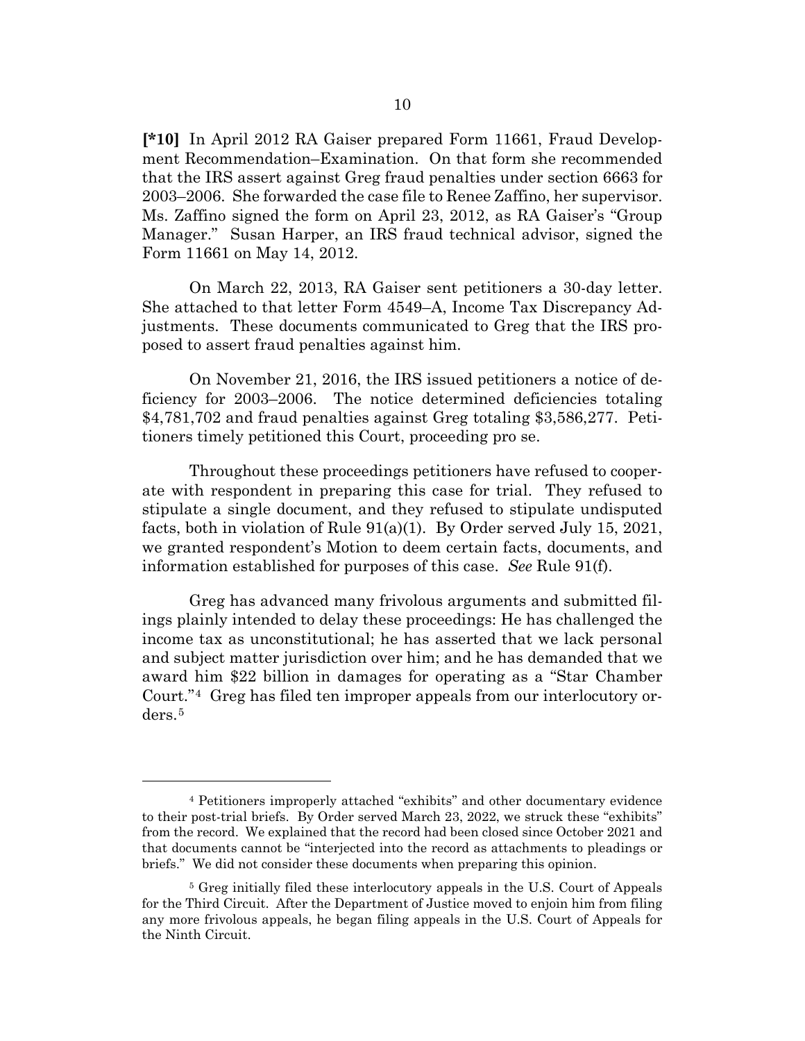**[*10]** In April 2012 RA Gaiser prepared Form 11661, Fraud Development Recommendation–Examination. On that form she recommended that the IRS assert against Greg fraud penalties under section 6663 for 2003–2006. She forwarded the case file to Renee Zaffino, her supervisor. Ms. Zaffino signed the form on April 23, 2012, as RA Gaiser's "Group Manager." Susan Harper, an IRS fraud technical advisor, signed the Form 11661 on May 14, 2012.

On March 22, 2013, RA Gaiser sent petitioners a 30-day letter. She attached to that letter Form 4549–A, Income Tax Discrepancy Adjustments. These documents communicated to Greg that the IRS proposed to assert fraud penalties against him.

On November 21, 2016, the IRS issued petitioners a notice of deficiency for 2003–2006. The notice determined deficiencies totaling $4,781,702 and fraud penalties against Greg totaling $3,586,277. Petitioners timely petitioned this Court, proceeding pro se.

Throughout these proceedings petitioners have refused to cooperate with respondent in preparing this case for trial. They refused to stipulate a single document, and they refused to stipulate undisputed facts, both in violation of Rule 91(a)(1). By Order served July 15, 2021, we granted respondent's Motion to deem certain facts, documents, and information established for purposes of this case. *See* Rule 91(f).

Greg has advanced many frivolous arguments and submitted filings plainly intended to delay these proceedings: He has challenged the income tax as unconstitutional; he has asserted that we lack personal and subject matter jurisdiction over him; and he has demanded that we award him $22 billion in damages for operating as a "Star Chamber Court."[4] Greg has filed ten improper appeals from our interlocutory orders.[5]

---

[4] Petitioners improperly attached "exhibits" and other documentary evidence to their post-trial briefs. By Order served March 23, 2022, we struck these "exhibits" from the record. We explained that the record had been closed since October 2021 and that documents cannot be "interjected into the record as attachments to pleadings or briefs." We did not consider these documents when preparing this opinion.

[5] Greg initially filed these interlocutory appeals in the U.S. Court of Appeals for the Third Circuit. After the Department of Justice moved to enjoin him from filing any more frivolous appeals, he began filing appeals in the U.S. Court of Appeals for the Ninth Circuit.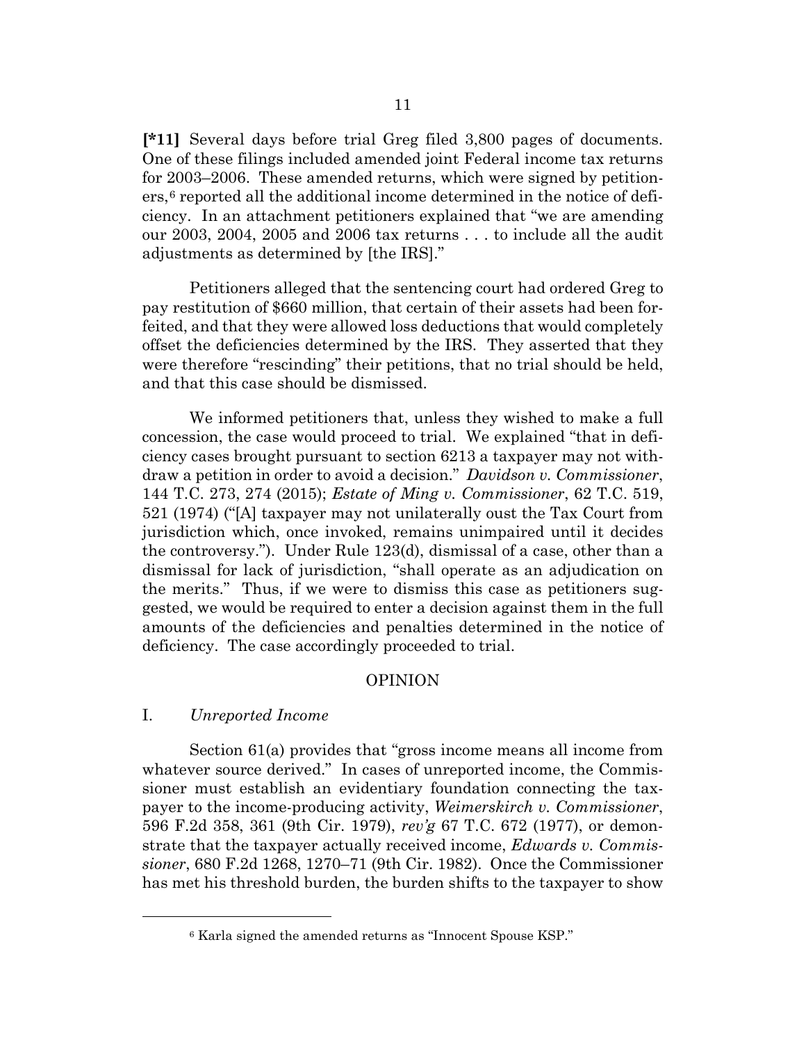**[*11]** Several days before trial Greg filed 3,800 pages of documents. One of these filings included amended joint Federal income tax returns for 2003–2006. These amended returns, which were signed by petitioners,[6] reported all the additional income determined in the notice of deficiency. In an attachment petitioners explained that "we are amending our 2003, 2004, 2005 and 2006 tax returns . . . to include all the audit adjustments as determined by [the IRS]."

Petitioners alleged that the sentencing court had ordered Greg to pay restitution of $660 million, that certain of their assets had been forfeited, and that they were allowed loss deductions that would completely offset the deficiencies determined by the IRS. They asserted that they were therefore "rescinding" their petitions, that no trial should be held, and that this case should be dismissed.

We informed petitioners that, unless they wished to make a full concession, the case would proceed to trial. We explained "that in deficiency cases brought pursuant to section 6213 a taxpayer may not withdraw a petition in order to avoid a decision." *Davidson v. Commissioner*, 144 T.C. 273, 274 (2015); *Estate of Ming v. Commissioner*, 62 T.C. 519, 521 (1974) ("[A] taxpayer may not unilaterally oust the Tax Court from jurisdiction which, once invoked, remains unimpaired until it decides the controversy."). Under Rule 123(d), dismissal of a case, other than a dismissal for lack of jurisdiction, "shall operate as an adjudication on the merits." Thus, if we were to dismiss this case as petitioners suggested, we would be required to enter a decision against them in the full amounts of the deficiencies and penalties determined in the notice of deficiency. The case accordingly proceeded to trial.

## OPINION

### I. *Unreported Income*

Section 61(a) provides that "gross income means all income from whatever source derived." In cases of unreported income, the Commissioner must establish an evidentiary foundation connecting the taxpayer to the income-producing activity, *Weimerskirch v. Commissioner*, 596 F.2d 358, 361 (9th Cir. 1979), *rev'g* 67 T.C. 672 (1977), or demonstrate that the taxpayer actually received income, *Edwards v. Commissioner*, 680 F.2d 1268, 1270–71 (9th Cir. 1982). Once the Commissioner has met his threshold burden, the burden shifts to the taxpayer to show

---

[6] Karla signed the amended returns as "Innocent Spouse KSP."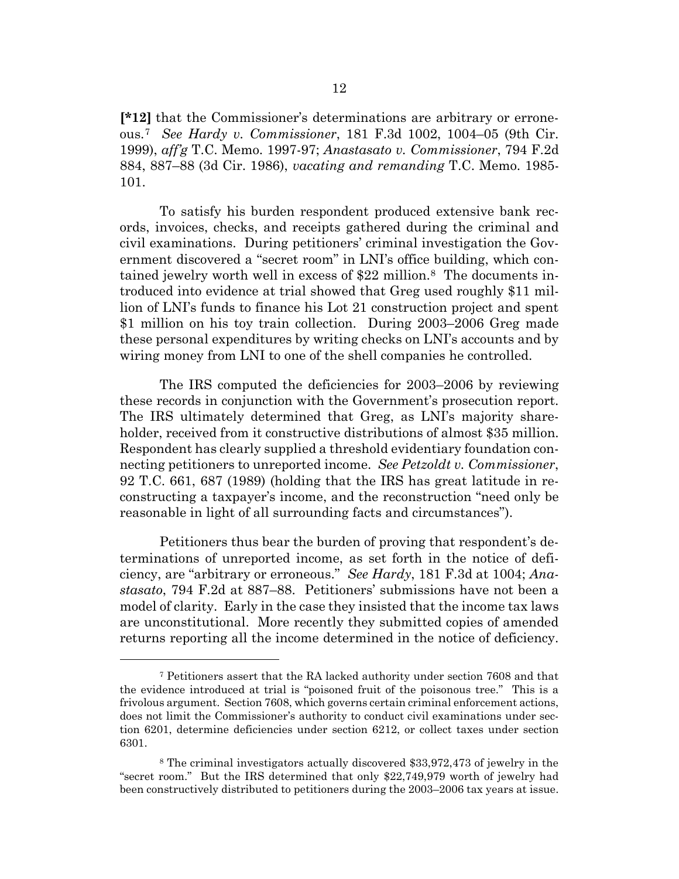**[*12]** that the Commissioner's determinations are arbitrary or erroneous.[7] *See Hardy v. Commissioner*, 181 F.3d 1002, 1004–05 (9th Cir. 1999), *aff'g* T.C. Memo. 1997-97; *Anastasato v. Commissioner*, 794 F.2d 884, 887–88 (3d Cir. 1986), *vacating and remanding* T.C. Memo. 1985-101.

To satisfy his burden respondent produced extensive bank records, invoices, checks, and receipts gathered during the criminal and civil examinations. During petitioners' criminal investigation the Government discovered a "secret room" in LNI's office building, which contained jewelry worth well in excess of $22 million.[8] The documents introduced into evidence at trial showed that Greg used roughly $11 million of LNI's funds to finance his Lot 21 construction project and spent $1 million on his toy train collection. During 2003–2006 Greg made these personal expenditures by writing checks on LNI's accounts and by wiring money from LNI to one of the shell companies he controlled.

The IRS computed the deficiencies for 2003–2006 by reviewing these records in conjunction with the Government's prosecution report. The IRS ultimately determined that Greg, as LNI's majority shareholder, received from it constructive distributions of almost $35 million. Respondent has clearly supplied a threshold evidentiary foundation connecting petitioners to unreported income. *See Petzoldt v. Commissioner*, 92 T.C. 661, 687 (1989) (holding that the IRS has great latitude in reconstructing a taxpayer's income, and the reconstruction "need only be reasonable in light of all surrounding facts and circumstances").

Petitioners thus bear the burden of proving that respondent's determinations of unreported income, as set forth in the notice of deficiency, are "arbitrary or erroneous." *See Hardy*, 181 F.3d at 1004; *Anastasato*, 794 F.2d at 887–88. Petitioners' submissions have not been a model of clarity. Early in the case they insisted that the income tax laws are unconstitutional. More recently they submitted copies of amended returns reporting all the income determined in the notice of deficiency.

---

[7] Petitioners assert that the RA lacked authority under section 7608 and that the evidence introduced at trial is "poisoned fruit of the poisonous tree." This is a frivolous argument. Section 7608, which governs certain criminal enforcement actions, does not limit the Commissioner's authority to conduct civil examinations under section 6201, determine deficiencies under section 6212, or collect taxes under section 6301.

[8] The criminal investigators actually discovered $33,972,473 of jewelry in the "secret room." But the IRS determined that only $22,749,979 worth of jewelry had been constructively distributed to petitioners during the 2003–2006 tax years at issue.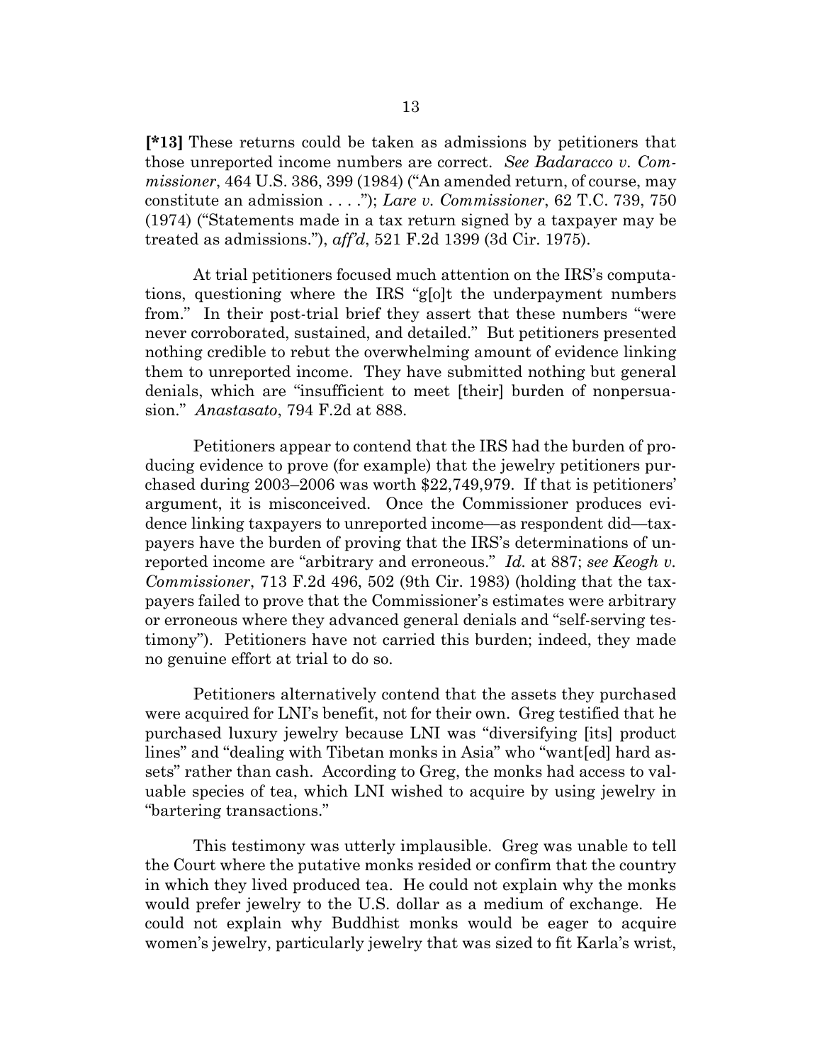**[*13]** These returns could be taken as admissions by petitioners that those unreported income numbers are correct. *See Badaracco v. Commissioner*, 464 U.S. 386, 399 (1984) ("An amended return, of course, may constitute an admission . . . ."); *Lare v. Commissioner*, 62 T.C. 739, 750 (1974) ("Statements made in a tax return signed by a taxpayer may be treated as admissions."), *aff'd*, 521 F.2d 1399 (3d Cir. 1975).

At trial petitioners focused much attention on the IRS's computations, questioning where the IRS "g[o]t the underpayment numbers from." In their post-trial brief they assert that these numbers "were never corroborated, sustained, and detailed." But petitioners presented nothing credible to rebut the overwhelming amount of evidence linking them to unreported income. They have submitted nothing but general denials, which are "insufficient to meet [their] burden of nonpersuasion." *Anastasato*, 794 F.2d at 888.

Petitioners appear to contend that the IRS had the burden of producing evidence to prove (for example) that the jewelry petitioners purchased during 2003–2006 was worth $22,749,979. If that is petitioners' argument, it is misconceived. Once the Commissioner produces evidence linking taxpayers to unreported income—as respondent did—taxpayers have the burden of proving that the IRS's determinations of unreported income are "arbitrary and erroneous." *Id.* at 887; *see Keogh v. Commissioner*, 713 F.2d 496, 502 (9th Cir. 1983) (holding that the taxpayers failed to prove that the Commissioner's estimates were arbitrary or erroneous where they advanced general denials and "self-serving testimony"). Petitioners have not carried this burden; indeed, they made no genuine effort at trial to do so.

Petitioners alternatively contend that the assets they purchased were acquired for LNI's benefit, not for their own. Greg testified that he purchased luxury jewelry because LNI was "diversifying [its] product lines" and "dealing with Tibetan monks in Asia" who "want[ed] hard assets" rather than cash. According to Greg, the monks had access to valuable species of tea, which LNI wished to acquire by using jewelry in "bartering transactions."

This testimony was utterly implausible. Greg was unable to tell the Court where the putative monks resided or confirm that the country in which they lived produced tea. He could not explain why the monks would prefer jewelry to the U.S. dollar as a medium of exchange. He could not explain why Buddhist monks would be eager to acquire women's jewelry, particularly jewelry that was sized to fit Karla's wrist,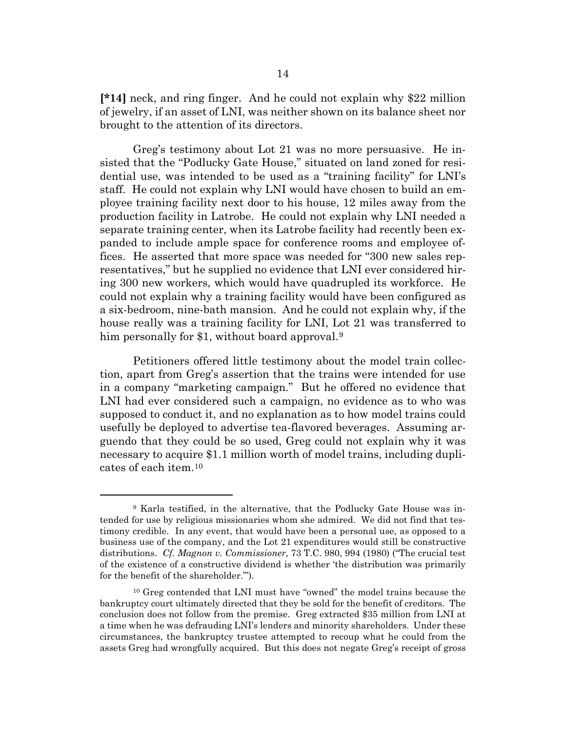**[*14]** neck, and ring finger. And he could not explain why $22 million of jewelry, if an asset of LNI, was neither shown on its balance sheet nor brought to the attention of its directors.

Greg's testimony about Lot 21 was no more persuasive. He insisted that the "Podlucky Gate House," situated on land zoned for residential use, was intended to be used as a "training facility" for LNI's staff. He could not explain why LNI would have chosen to build an employee training facility next door to his house, 12 miles away from the production facility in Latrobe. He could not explain why LNI needed a separate training center, when its Latrobe facility had recently been expanded to include ample space for conference rooms and employee offices. He asserted that more space was needed for "300 new sales representatives," but he supplied no evidence that LNI ever considered hiring 300 new workers, which would have quadrupled its workforce. He could not explain why a training facility would have been configured as a six-bedroom, nine-bath mansion. And he could not explain why, if the house really was a training facility for LNI, Lot 21 was transferred to him personally for $1, without board approval.[9]

Petitioners offered little testimony about the model train collection, apart from Greg's assertion that the trains were intended for use in a company "marketing campaign." But he offered no evidence that LNI had ever considered such a campaign, no evidence as to who was supposed to conduct it, and no explanation as to how model trains could usefully be deployed to advertise tea-flavored beverages. Assuming arguendo that they could be so used, Greg could not explain why it was necessary to acquire $1.1 million worth of model trains, including duplicates of each item.[10]

---

[9] Karla testified, in the alternative, that the Podlucky Gate House was intended for use by religious missionaries whom she admired. We did not find that testimony credible. In any event, that would have been a personal use, as opposed to a business use of the company, and the Lot 21 expenditures would still be constructive distributions. *Cf. Magnon v. Commissioner*, 73 T.C. 980, 994 (1980) ("The crucial test of the existence of a constructive dividend is whether 'the distribution was primarily for the benefit of the shareholder.'").

[10] Greg contended that LNI must have "owned" the model trains because the bankruptcy court ultimately directed that they be sold for the benefit of creditors. The conclusion does not follow from the premise. Greg extracted $35 million from LNI at a time when he was defrauding LNI's lenders and minority shareholders. Under these circumstances, the bankruptcy trustee attempted to recoup what he could from the assets Greg had wrongfully acquired. But this does not negate Greg's receipt of gross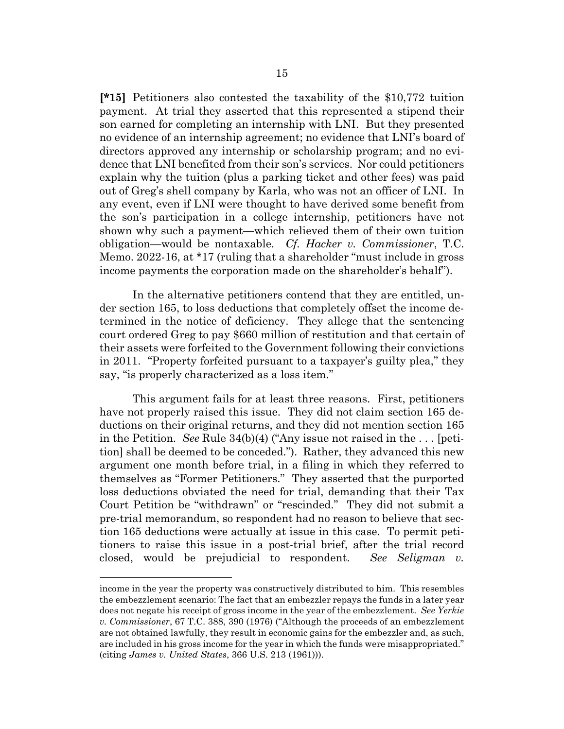**[*15]** Petitioners also contested the taxability of the $10,772 tuition payment. At trial they asserted that this represented a stipend their son earned for completing an internship with LNI. But they presented no evidence of an internship agreement; no evidence that LNI's board of directors approved any internship or scholarship program; and no evidence that LNI benefited from their son's services. Nor could petitioners explain why the tuition (plus a parking ticket and other fees) was paid out of Greg's shell company by Karla, who was not an officer of LNI. In any event, even if LNI were thought to have derived some benefit from the son's participation in a college internship, petitioners have not shown why such a payment—which relieved them of their own tuition obligation—would be nontaxable. *Cf. Hacker v. Commissioner*, T.C. Memo. 2022-16, at *17 (ruling that a shareholder "must include in gross income payments the corporation made on the shareholder's behalf").

In the alternative petitioners contend that they are entitled, under section 165, to loss deductions that completely offset the income determined in the notice of deficiency. They allege that the sentencing court ordered Greg to pay $660 million of restitution and that certain of their assets were forfeited to the Government following their convictions in 2011. "Property forfeited pursuant to a taxpayer's guilty plea," they say, "is properly characterized as a loss item."

This argument fails for at least three reasons. First, petitioners have not properly raised this issue. They did not claim section 165 deductions on their original returns, and they did not mention section 165 in the Petition. *See* Rule 34(b)(4) ("Any issue not raised in the . . . [petition] shall be deemed to be conceded."). Rather, they advanced this new argument one month before trial, in a filing in which they referred to themselves as "Former Petitioners." They asserted that the purported loss deductions obviated the need for trial, demanding that their Tax Court Petition be "withdrawn" or "rescinded." They did not submit a pre-trial memorandum, so respondent had no reason to believe that section 165 deductions were actually at issue in this case. To permit petitioners to raise this issue in a post-trial brief, after the trial record closed, would be prejudicial to respondent. *See Seligman v.*

---

income in the year the property was constructively distributed to him. This resembles the embezzlement scenario: The fact that an embezzler repays the funds in a later year does not negate his receipt of gross income in the year of the embezzlement. *See Yerkie v. Commissioner*, 67 T.C. 388, 390 (1976) ("Although the proceeds of an embezzlement are not obtained lawfully, they result in economic gains for the embezzler and, as such, are included in his gross income for the year in which the funds were misappropriated." (citing *James v. United States*, 366 U.S. 213 (1961))).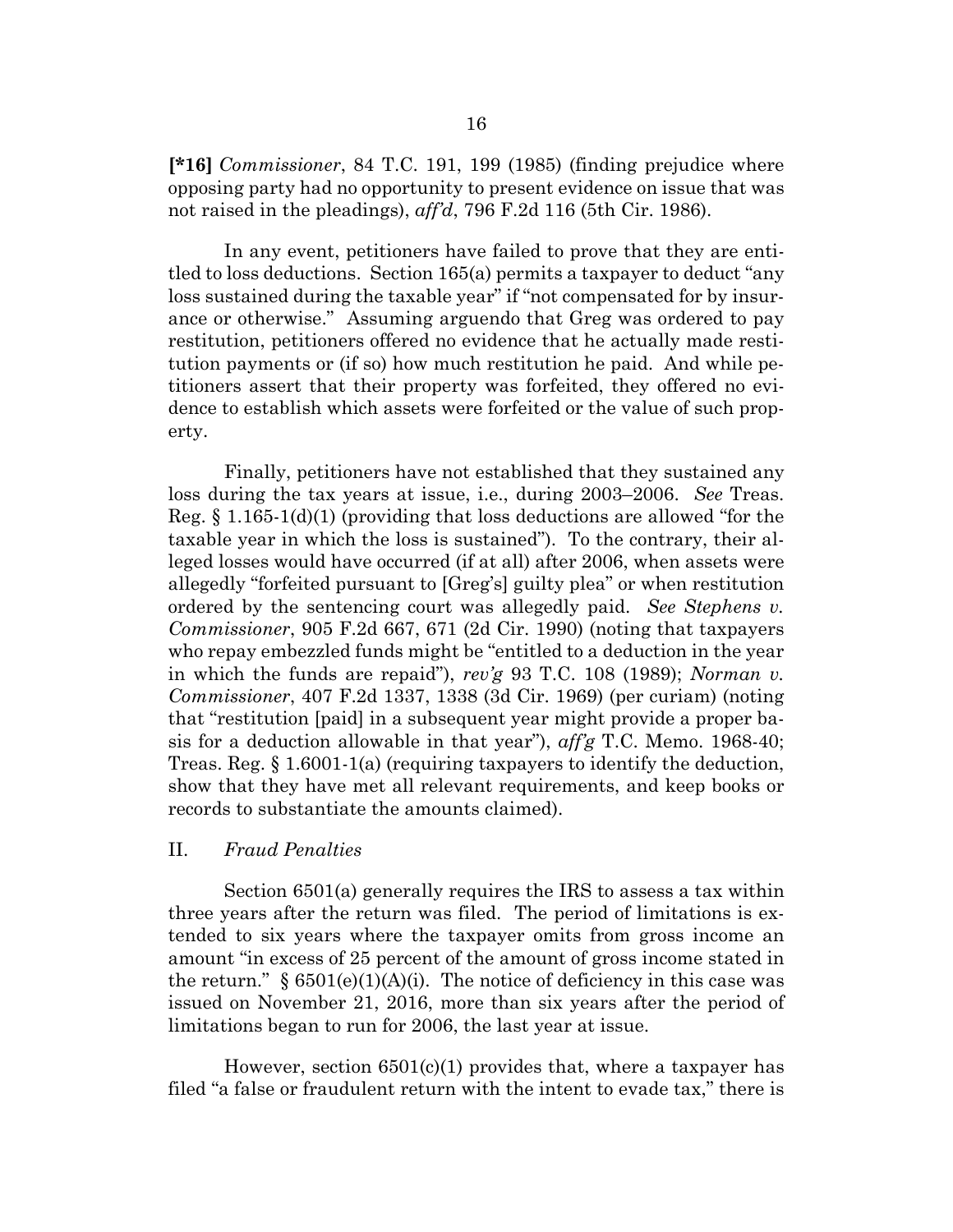**[*16]** *Commissioner*, 84 T.C. 191, 199 (1985) (finding prejudice where opposing party had no opportunity to present evidence on issue that was not raised in the pleadings), *aff'd*, 796 F.2d 116 (5th Cir. 1986).

In any event, petitioners have failed to prove that they are entitled to loss deductions. Section 165(a) permits a taxpayer to deduct "any loss sustained during the taxable year" if "not compensated for by insurance or otherwise." Assuming arguendo that Greg was ordered to pay restitution, petitioners offered no evidence that he actually made restitution payments or (if so) how much restitution he paid. And while petitioners assert that their property was forfeited, they offered no evidence to establish which assets were forfeited or the value of such property.

Finally, petitioners have not established that they sustained any loss during the tax years at issue, i.e., during 2003–2006. *See* Treas. Reg. § 1.165-1(d)(1) (providing that loss deductions are allowed "for the taxable year in which the loss is sustained"). To the contrary, their alleged losses would have occurred (if at all) after 2006, when assets were allegedly "forfeited pursuant to [Greg's] guilty plea" or when restitution ordered by the sentencing court was allegedly paid. *See Stephens v. Commissioner*, 905 F.2d 667, 671 (2d Cir. 1990) (noting that taxpayers who repay embezzled funds might be "entitled to a deduction in the year in which the funds are repaid"), *rev'g* 93 T.C. 108 (1989); *Norman v. Commissioner*, 407 F.2d 1337, 1338 (3d Cir. 1969) (per curiam) (noting that "restitution [paid] in a subsequent year might provide a proper basis for a deduction allowable in that year"), *aff'g* T.C. Memo. 1968-40; Treas. Reg. § 1.6001-1(a) (requiring taxpayers to identify the deduction, show that they have met all relevant requirements, and keep books or records to substantiate the amounts claimed).

## II. *Fraud Penalties*

Section 6501(a) generally requires the IRS to assess a tax within three years after the return was filed. The period of limitations is extended to six years where the taxpayer omits from gross income an amount "in excess of 25 percent of the amount of gross income stated in the return." § 6501(e)(1)(A)(i). The notice of deficiency in this case was issued on November 21, 2016, more than six years after the period of limitations began to run for 2006, the last year at issue.

However, section 6501(c)(1) provides that, where a taxpayer has filed "a false or fraudulent return with the intent to evade tax," there is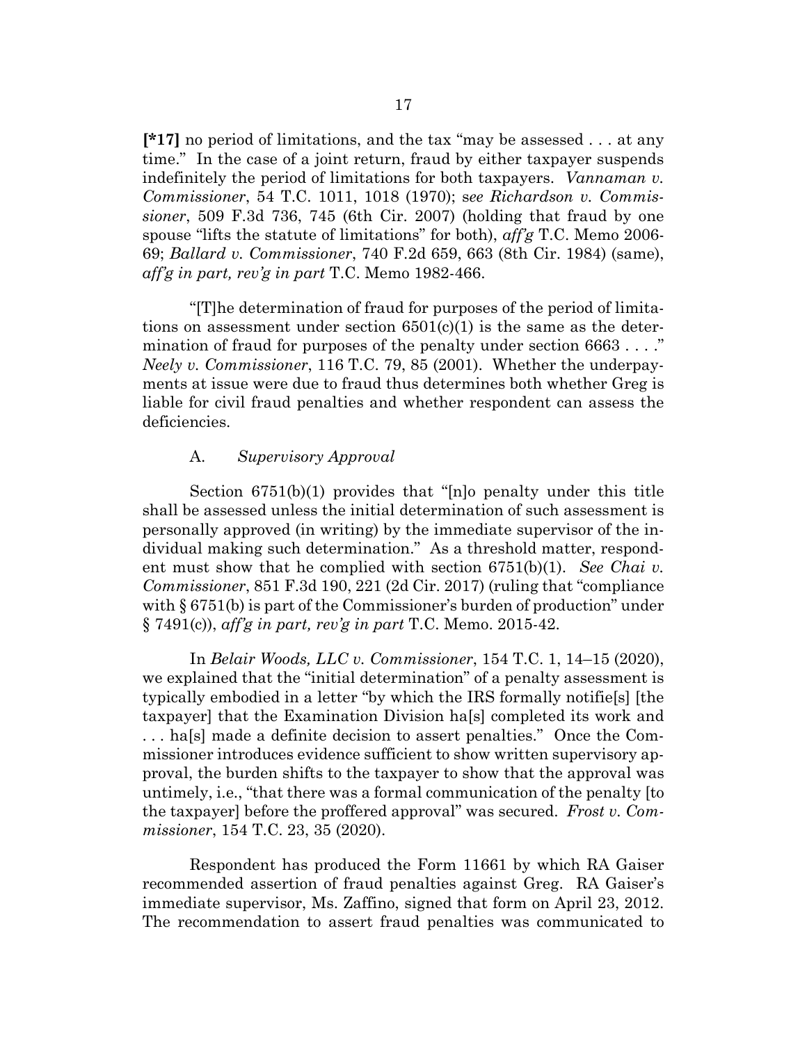**[*17]** no period of limitations, and the tax "may be assessed . . . at any time." In the case of a joint return, fraud by either taxpayer suspends indefinitely the period of limitations for both taxpayers. *Vannaman v. Commissioner*, 54 T.C. 1011, 1018 (1970); s*ee Richardson v. Commissioner*, 509 F.3d 736, 745 (6th Cir. 2007) (holding that fraud by one spouse "lifts the statute of limitations" for both), *aff'g* T.C. Memo 2006-69; *Ballard v. Commissioner*, 740 F.2d 659, 663 (8th Cir. 1984) (same), *aff'g in part, rev'g in part* T.C. Memo 1982-466.

"[T]he determination of fraud for purposes of the period of limitations on assessment under section 6501(c)(1) is the same as the determination of fraud for purposes of the penalty under section 6663 . . . ." *Neely v. Commissioner*, 116 T.C. 79, 85 (2001). Whether the underpayments at issue were due to fraud thus determines both whether Greg is liable for civil fraud penalties and whether respondent can assess the deficiencies.

A. *Supervisory Approval*

Section 6751(b)(1) provides that "[n]o penalty under this title shall be assessed unless the initial determination of such assessment is personally approved (in writing) by the immediate supervisor of the individual making such determination." As a threshold matter, respondent must show that he complied with section 6751(b)(1). *See Chai v. Commissioner*, 851 F.3d 190, 221 (2d Cir. 2017) (ruling that "compliance with § 6751(b) is part of the Commissioner's burden of production" under § 7491(c)), *aff'g in part, rev'g in part* T.C. Memo. 2015-42.

In *Belair Woods, LLC v. Commissioner*, 154 T.C. 1, 14–15 (2020), we explained that the "initial determination" of a penalty assessment is typically embodied in a letter "by which the IRS formally notifie[s] [the taxpayer] that the Examination Division ha[s] completed its work and . . . ha[s] made a definite decision to assert penalties." Once the Commissioner introduces evidence sufficient to show written supervisory approval, the burden shifts to the taxpayer to show that the approval was untimely, i.e., "that there was a formal communication of the penalty [to the taxpayer] before the proffered approval" was secured. *Frost v. Commissioner*, 154 T.C. 23, 35 (2020).

Respondent has produced the Form 11661 by which RA Gaiser recommended assertion of fraud penalties against Greg. RA Gaiser's immediate supervisor, Ms. Zaffino, signed that form on April 23, 2012. The recommendation to assert fraud penalties was communicated to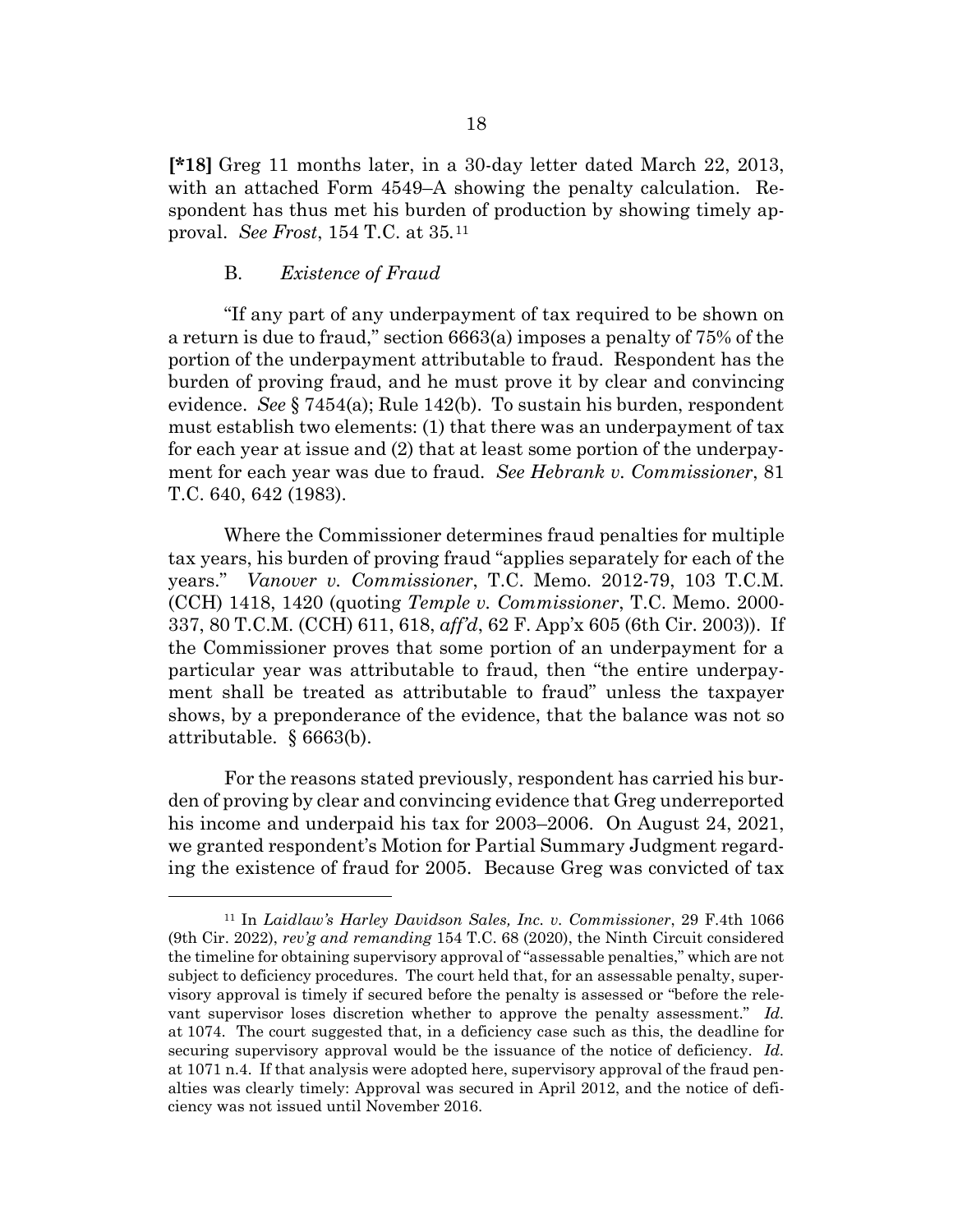**[*18]** Greg 11 months later, in a 30-day letter dated March 22, 2013, with an attached Form 4549–A showing the penalty calculation. Respondent has thus met his burden of production by showing timely approval. *See Frost*, 154 T.C. at 35.[11]

### B. *Existence of Fraud*

"If any part of any underpayment of tax required to be shown on a return is due to fraud," section 6663(a) imposes a penalty of 75% of the portion of the underpayment attributable to fraud. Respondent has the burden of proving fraud, and he must prove it by clear and convincing evidence. *See* § 7454(a); Rule 142(b). To sustain his burden, respondent must establish two elements: (1) that there was an underpayment of tax for each year at issue and (2) that at least some portion of the underpayment for each year was due to fraud. *See Hebrank v. Commissioner*, 81 T.C. 640, 642 (1983).

Where the Commissioner determines fraud penalties for multiple tax years, his burden of proving fraud "applies separately for each of the years." *Vanover v. Commissioner*, T.C. Memo. 2012-79, 103 T.C.M. (CCH) 1418, 1420 (quoting *Temple v. Commissioner*, T.C. Memo. 2000-337, 80 T.C.M. (CCH) 611, 618, *aff'd*, 62 F. App'x 605 (6th Cir. 2003)). If the Commissioner proves that some portion of an underpayment for a particular year was attributable to fraud, then "the entire underpayment shall be treated as attributable to fraud" unless the taxpayer shows, by a preponderance of the evidence, that the balance was not so attributable. § 6663(b).

For the reasons stated previously, respondent has carried his burden of proving by clear and convincing evidence that Greg underreported his income and underpaid his tax for 2003–2006. On August 24, 2021, we granted respondent's Motion for Partial Summary Judgment regarding the existence of fraud for 2005. Because Greg was convicted of tax

---

[11] In *Laidlaw's Harley Davidson Sales, Inc. v. Commissioner*, 29 F.4th 1066 (9th Cir. 2022), *rev'g and remanding* 154 T.C. 68 (2020), the Ninth Circuit considered the timeline for obtaining supervisory approval of "assessable penalties," which are not subject to deficiency procedures. The court held that, for an assessable penalty, supervisory approval is timely if secured before the penalty is assessed or "before the relevant supervisor loses discretion whether to approve the penalty assessment." *Id.* at 1074. The court suggested that, in a deficiency case such as this, the deadline for securing supervisory approval would be the issuance of the notice of deficiency. *Id.* at 1071 n.4. If that analysis were adopted here, supervisory approval of the fraud penalties was clearly timely: Approval was secured in April 2012, and the notice of deficiency was not issued until November 2016.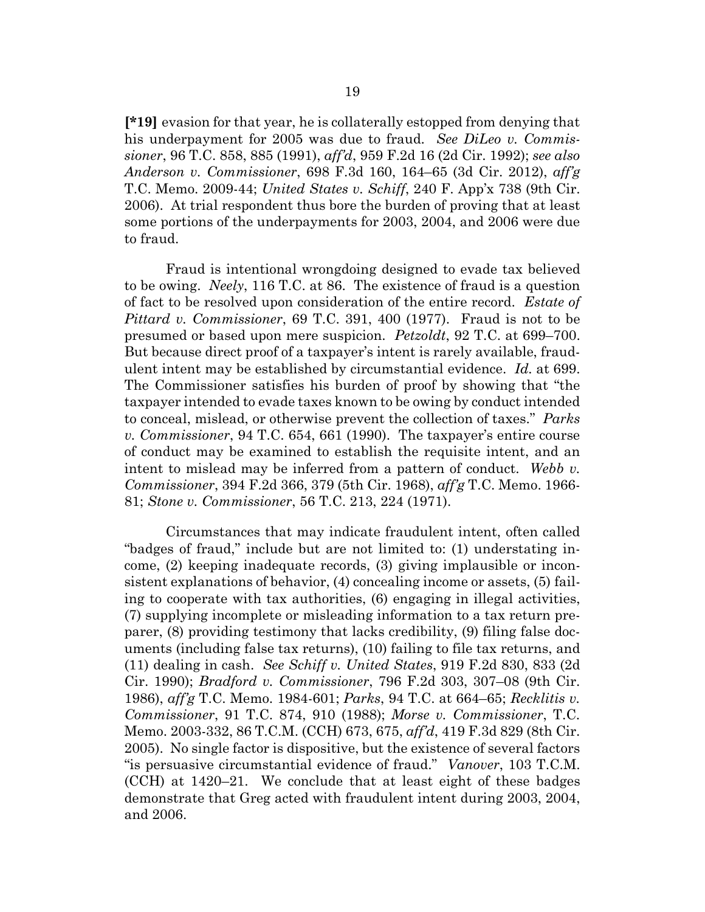**[*19]** evasion for that year, he is collaterally estopped from denying that his underpayment for 2005 was due to fraud. *See DiLeo v. Commissioner*, 96 T.C. 858, 885 (1991), *aff'd*, 959 F.2d 16 (2d Cir. 1992); *see also Anderson v. Commissioner*, 698 F.3d 160, 164–65 (3d Cir. 2012), *aff'g* T.C. Memo. 2009-44; *United States v. Schiff*, 240 F. App'x 738 (9th Cir. 2006). At trial respondent thus bore the burden of proving that at least some portions of the underpayments for 2003, 2004, and 2006 were due to fraud.

Fraud is intentional wrongdoing designed to evade tax believed to be owing. *Neely*, 116 T.C. at 86. The existence of fraud is a question of fact to be resolved upon consideration of the entire record. *Estate of Pittard v. Commissioner*, 69 T.C. 391, 400 (1977). Fraud is not to be presumed or based upon mere suspicion. *Petzoldt*, 92 T.C. at 699–700. But because direct proof of a taxpayer's intent is rarely available, fraudulent intent may be established by circumstantial evidence. *Id.* at 699. The Commissioner satisfies his burden of proof by showing that "the taxpayer intended to evade taxes known to be owing by conduct intended to conceal, mislead, or otherwise prevent the collection of taxes." *Parks v. Commissioner*, 94 T.C. 654, 661 (1990). The taxpayer's entire course of conduct may be examined to establish the requisite intent, and an intent to mislead may be inferred from a pattern of conduct. *Webb v. Commissioner*, 394 F.2d 366, 379 (5th Cir. 1968), *aff'g* T.C. Memo. 1966-81; *Stone v. Commissioner*, 56 T.C. 213, 224 (1971).

Circumstances that may indicate fraudulent intent, often called "badges of fraud," include but are not limited to: (1) understating income, (2) keeping inadequate records, (3) giving implausible or inconsistent explanations of behavior, (4) concealing income or assets, (5) failing to cooperate with tax authorities, (6) engaging in illegal activities, (7) supplying incomplete or misleading information to a tax return preparer, (8) providing testimony that lacks credibility, (9) filing false documents (including false tax returns), (10) failing to file tax returns, and (11) dealing in cash. *See Schiff v. United States*, 919 F.2d 830, 833 (2d Cir. 1990); *Bradford v. Commissioner*, 796 F.2d 303, 307–08 (9th Cir. 1986), *aff'g* T.C. Memo. 1984-601; *Parks*, 94 T.C. at 664–65; *Recklitis v. Commissioner*, 91 T.C. 874, 910 (1988); *Morse v. Commissioner*, T.C. Memo. 2003-332, 86 T.C.M. (CCH) 673, 675, *aff'd*, 419 F.3d 829 (8th Cir. 2005). No single factor is dispositive, but the existence of several factors "is persuasive circumstantial evidence of fraud." *Vanover*, 103 T.C.M. (CCH) at 1420–21. We conclude that at least eight of these badges demonstrate that Greg acted with fraudulent intent during 2003, 2004, and 2006.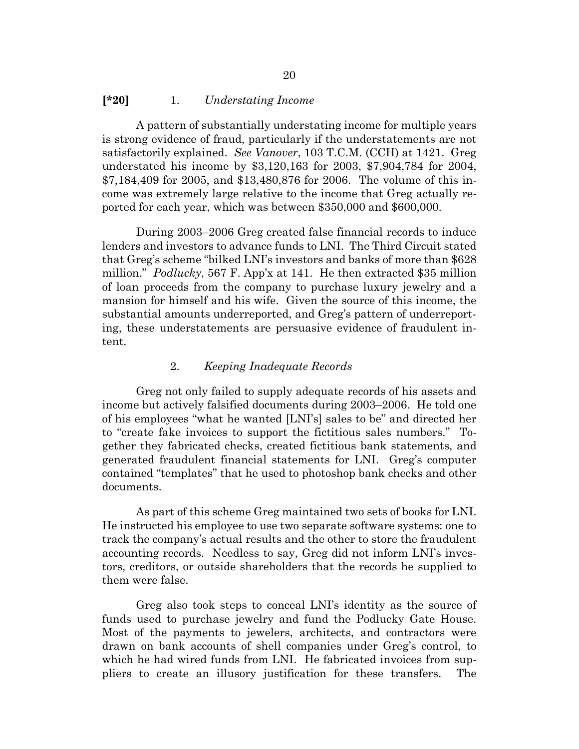**[*20]** 1. *Understating Income*

A pattern of substantially understating income for multiple years is strong evidence of fraud, particularly if the understatements are not satisfactorily explained. *See Vanover*, 103 T.C.M. (CCH) at 1421. Greg understated his income by $3,120,163 for 2003, $7,904,784 for 2004, $7,184,409 for 2005, and $13,480,876 for 2006. The volume of this income was extremely large relative to the income that Greg actually reported for each year, which was between $350,000 and $600,000.

During 2003–2006 Greg created false financial records to induce lenders and investors to advance funds to LNI. The Third Circuit stated that Greg's scheme "bilked LNI's investors and banks of more than $628 million." *Podlucky*, 567 F. App'x at 141. He then extracted $35 million of loan proceeds from the company to purchase luxury jewelry and a mansion for himself and his wife. Given the source of this income, the substantial amounts underreported, and Greg's pattern of underreporting, these understatements are persuasive evidence of fraudulent intent.

2. *Keeping Inadequate Records*

Greg not only failed to supply adequate records of his assets and income but actively falsified documents during 2003–2006. He told one of his employees "what he wanted [LNI's] sales to be" and directed her to "create fake invoices to support the fictitious sales numbers." Together they fabricated checks, created fictitious bank statements, and generated fraudulent financial statements for LNI. Greg's computer contained "templates" that he used to photoshop bank checks and other documents.

As part of this scheme Greg maintained two sets of books for LNI. He instructed his employee to use two separate software systems: one to track the company's actual results and the other to store the fraudulent accounting records. Needless to say, Greg did not inform LNI's investors, creditors, or outside shareholders that the records he supplied to them were false.

Greg also took steps to conceal LNI's identity as the source of funds used to purchase jewelry and fund the Podlucky Gate House. Most of the payments to jewelers, architects, and contractors were drawn on bank accounts of shell companies under Greg's control, to which he had wired funds from LNI. He fabricated invoices from suppliers to create an illusory justification for these transfers. The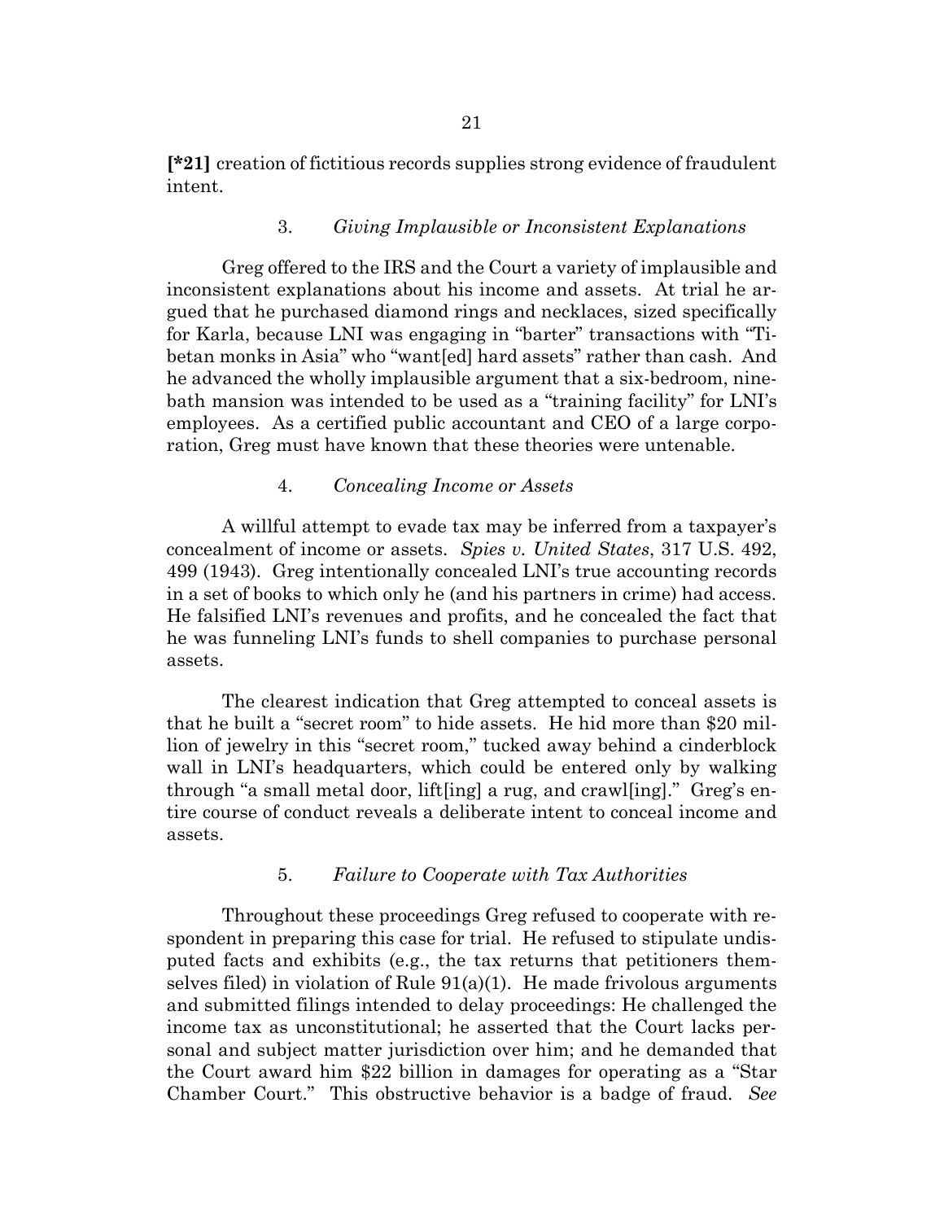**[*21]** creation of fictitious records supplies strong evidence of fraudulent intent.

### 3. *Giving Implausible or Inconsistent Explanations*

Greg offered to the IRS and the Court a variety of implausible and inconsistent explanations about his income and assets. At trial he argued that he purchased diamond rings and necklaces, sized specifically for Karla, because LNI was engaging in "barter" transactions with "Tibetan monks in Asia" who "want[ed] hard assets" rather than cash. And he advanced the wholly implausible argument that a six-bedroom, nine-bath mansion was intended to be used as a "training facility" for LNI's employees. As a certified public accountant and CEO of a large corporation, Greg must have known that these theories were untenable.

### 4. *Concealing Income or Assets*

A willful attempt to evade tax may be inferred from a taxpayer's concealment of income or assets. *Spies v. United States*, 317 U.S. 492, 499 (1943). Greg intentionally concealed LNI's true accounting records in a set of books to which only he (and his partners in crime) had access. He falsified LNI's revenues and profits, and he concealed the fact that he was funneling LNI's funds to shell companies to purchase personal assets.

The clearest indication that Greg attempted to conceal assets is that he built a "secret room" to hide assets. He hid more than $20 million of jewelry in this "secret room," tucked away behind a cinderblock wall in LNI's headquarters, which could be entered only by walking through "a small metal door, lift[ing] a rug, and crawl[ing]." Greg's entire course of conduct reveals a deliberate intent to conceal income and assets.

### 5. *Failure to Cooperate with Tax Authorities*

Throughout these proceedings Greg refused to cooperate with respondent in preparing this case for trial. He refused to stipulate undisputed facts and exhibits (e.g., the tax returns that petitioners themselves filed) in violation of Rule 91(a)(1). He made frivolous arguments and submitted filings intended to delay proceedings: He challenged the income tax as unconstitutional; he asserted that the Court lacks personal and subject matter jurisdiction over him; and he demanded that the Court award him $22 billion in damages for operating as a "Star Chamber Court." This obstructive behavior is a badge of fraud. *See*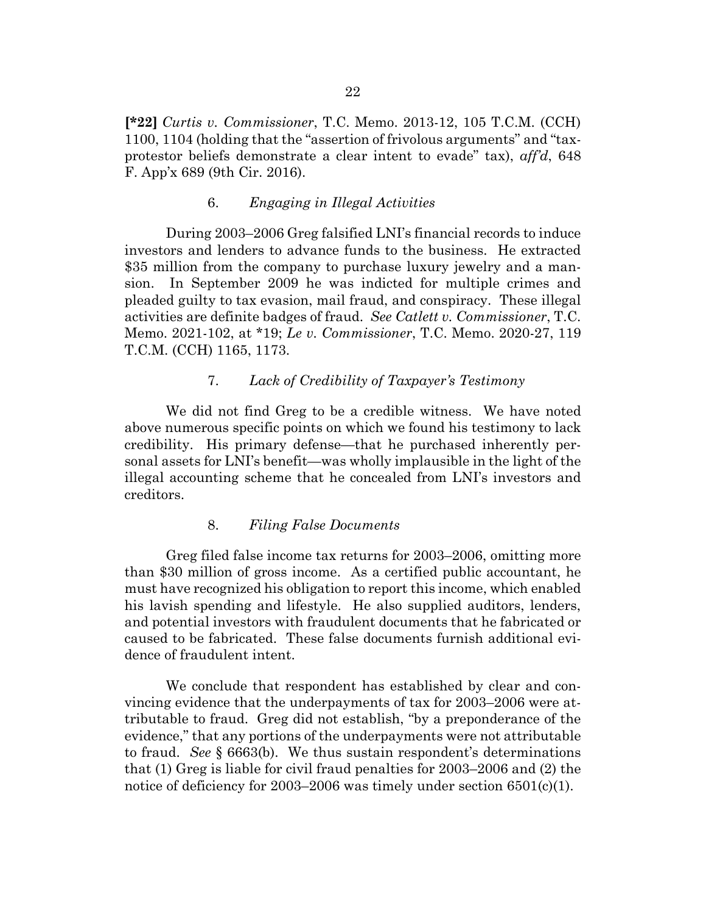**[*22]** *Curtis v. Commissioner*, T.C. Memo. 2013-12, 105 T.C.M. (CCH) 1100, 1104 (holding that the "assertion of frivolous arguments" and "tax-protestor beliefs demonstrate a clear intent to evade" tax), *aff'd*, 648 F. App'x 689 (9th Cir. 2016).

### 6. *Engaging in Illegal Activities*

During 2003–2006 Greg falsified LNI's financial records to induce investors and lenders to advance funds to the business. He extracted $35 million from the company to purchase luxury jewelry and a mansion. In September 2009 he was indicted for multiple crimes and pleaded guilty to tax evasion, mail fraud, and conspiracy. These illegal activities are definite badges of fraud. *See Catlett v. Commissioner*, T.C. Memo. 2021-102, at *19; *Le v. Commissioner*, T.C. Memo. 2020-27, 119 T.C.M. (CCH) 1165, 1173.

### 7. *Lack of Credibility of Taxpayer's Testimony*

We did not find Greg to be a credible witness. We have noted above numerous specific points on which we found his testimony to lack credibility. His primary defense—that he purchased inherently personal assets for LNI's benefit—was wholly implausible in the light of the illegal accounting scheme that he concealed from LNI's investors and creditors.

### 8. *Filing False Documents*

Greg filed false income tax returns for 2003–2006, omitting more than $30 million of gross income. As a certified public accountant, he must have recognized his obligation to report this income, which enabled his lavish spending and lifestyle. He also supplied auditors, lenders, and potential investors with fraudulent documents that he fabricated or caused to be fabricated. These false documents furnish additional evidence of fraudulent intent.

We conclude that respondent has established by clear and convincing evidence that the underpayments of tax for 2003–2006 were attributable to fraud. Greg did not establish, "by a preponderance of the evidence," that any portions of the underpayments were not attributable to fraud. *See* § 6663(b). We thus sustain respondent's determinations that (1) Greg is liable for civil fraud penalties for 2003–2006 and (2) the notice of deficiency for 2003–2006 was timely under section 6501(c)(1).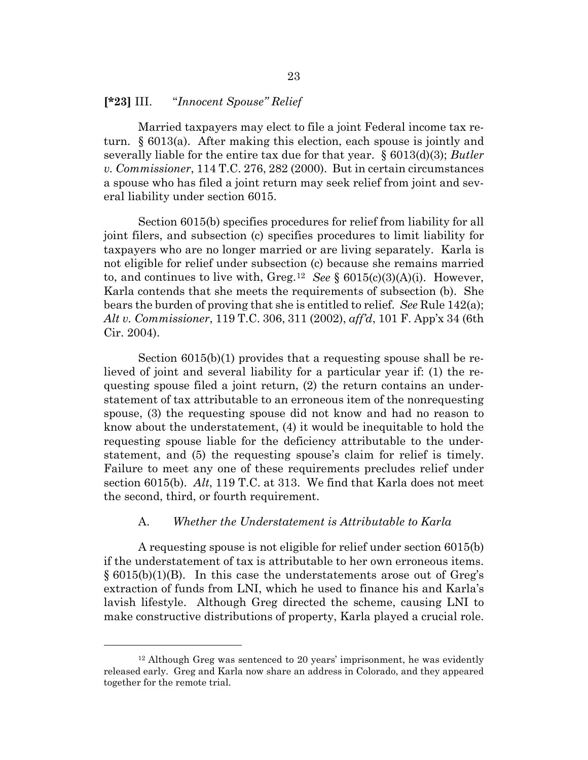**[*23]** III. "*Innocent Spouse" Relief*

Married taxpayers may elect to file a joint Federal income tax return. § 6013(a). After making this election, each spouse is jointly and severally liable for the entire tax due for that year. § 6013(d)(3); *Butler v. Commissioner*, 114 T.C. 276, 282 (2000). But in certain circumstances a spouse who has filed a joint return may seek relief from joint and several liability under section 6015.

Section 6015(b) specifies procedures for relief from liability for all joint filers, and subsection (c) specifies procedures to limit liability for taxpayers who are no longer married or are living separately. Karla is not eligible for relief under subsection (c) because she remains married to, and continues to live with, Greg.[12] *See* § 6015(c)(3)(A)(i). However, Karla contends that she meets the requirements of subsection (b). She bears the burden of proving that she is entitled to relief. *See* Rule 142(a); *Alt v. Commissioner*, 119 T.C. 306, 311 (2002), *aff'd*, 101 F. App'x 34 (6th Cir. 2004).

Section 6015(b)(1) provides that a requesting spouse shall be relieved of joint and several liability for a particular year if: (1) the requesting spouse filed a joint return, (2) the return contains an understatement of tax attributable to an erroneous item of the nonrequesting spouse, (3) the requesting spouse did not know and had no reason to know about the understatement, (4) it would be inequitable to hold the requesting spouse liable for the deficiency attributable to the understatement, and (5) the requesting spouse's claim for relief is timely. Failure to meet any one of these requirements precludes relief under section 6015(b). *Alt*, 119 T.C. at 313. We find that Karla does not meet the second, third, or fourth requirement.

A. *Whether the Understatement is Attributable to Karla*

A requesting spouse is not eligible for relief under section 6015(b) if the understatement of tax is attributable to her own erroneous items. § 6015(b)(1)(B). In this case the understatements arose out of Greg's extraction of funds from LNI, which he used to finance his and Karla's lavish lifestyle. Although Greg directed the scheme, causing LNI to make constructive distributions of property, Karla played a crucial role.

---

[12] Although Greg was sentenced to 20 years' imprisonment, he was evidently released early. Greg and Karla now share an address in Colorado, and they appeared together for the remote trial.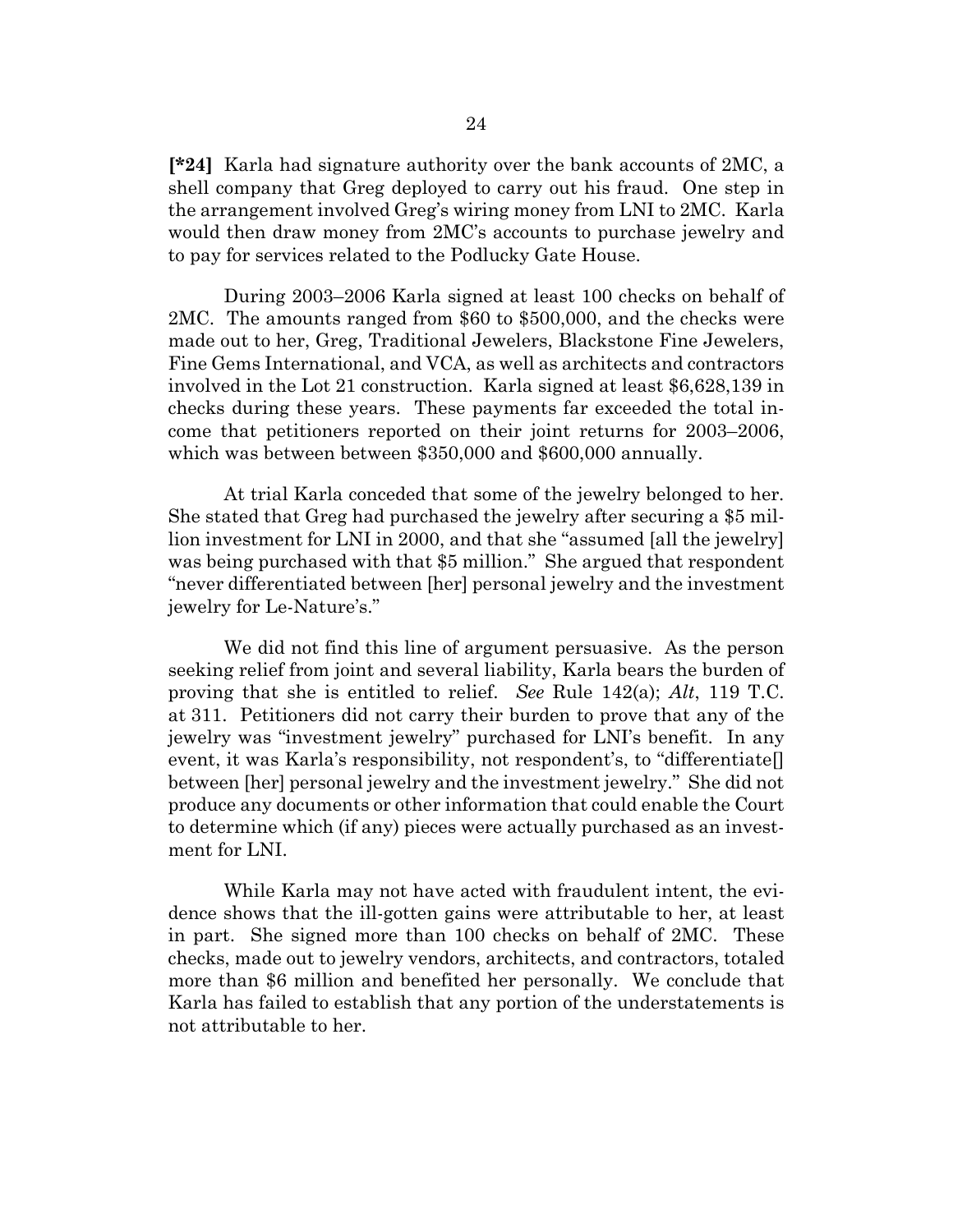**[*24]** Karla had signature authority over the bank accounts of 2MC, a shell company that Greg deployed to carry out his fraud. One step in the arrangement involved Greg's wiring money from LNI to 2MC. Karla would then draw money from 2MC's accounts to purchase jewelry and to pay for services related to the Podlucky Gate House.

During 2003–2006 Karla signed at least 100 checks on behalf of 2MC. The amounts ranged from $60 to $500,000, and the checks were made out to her, Greg, Traditional Jewelers, Blackstone Fine Jewelers, Fine Gems International, and VCA, as well as architects and contractors involved in the Lot 21 construction. Karla signed at least $6,628,139 in checks during these years. These payments far exceeded the total income that petitioners reported on their joint returns for 2003–2006, which was between between $350,000 and $600,000 annually.

At trial Karla conceded that some of the jewelry belonged to her. She stated that Greg had purchased the jewelry after securing a $5 million investment for LNI in 2000, and that she "assumed [all the jewelry] was being purchased with that $5 million." She argued that respondent "never differentiated between [her] personal jewelry and the investment jewelry for Le-Nature's."

We did not find this line of argument persuasive. As the person seeking relief from joint and several liability, Karla bears the burden of proving that she is entitled to relief. *See* Rule 142(a); *Alt*, 119 T.C. at 311. Petitioners did not carry their burden to prove that any of the jewelry was "investment jewelry" purchased for LNI's benefit. In any event, it was Karla's responsibility, not respondent's, to "differentiate[] between [her] personal jewelry and the investment jewelry." She did not produce any documents or other information that could enable the Court to determine which (if any) pieces were actually purchased as an investment for LNI.

While Karla may not have acted with fraudulent intent, the evidence shows that the ill-gotten gains were attributable to her, at least in part. She signed more than 100 checks on behalf of 2MC. These checks, made out to jewelry vendors, architects, and contractors, totaled more than $6 million and benefited her personally. We conclude that Karla has failed to establish that any portion of the understatements is not attributable to her.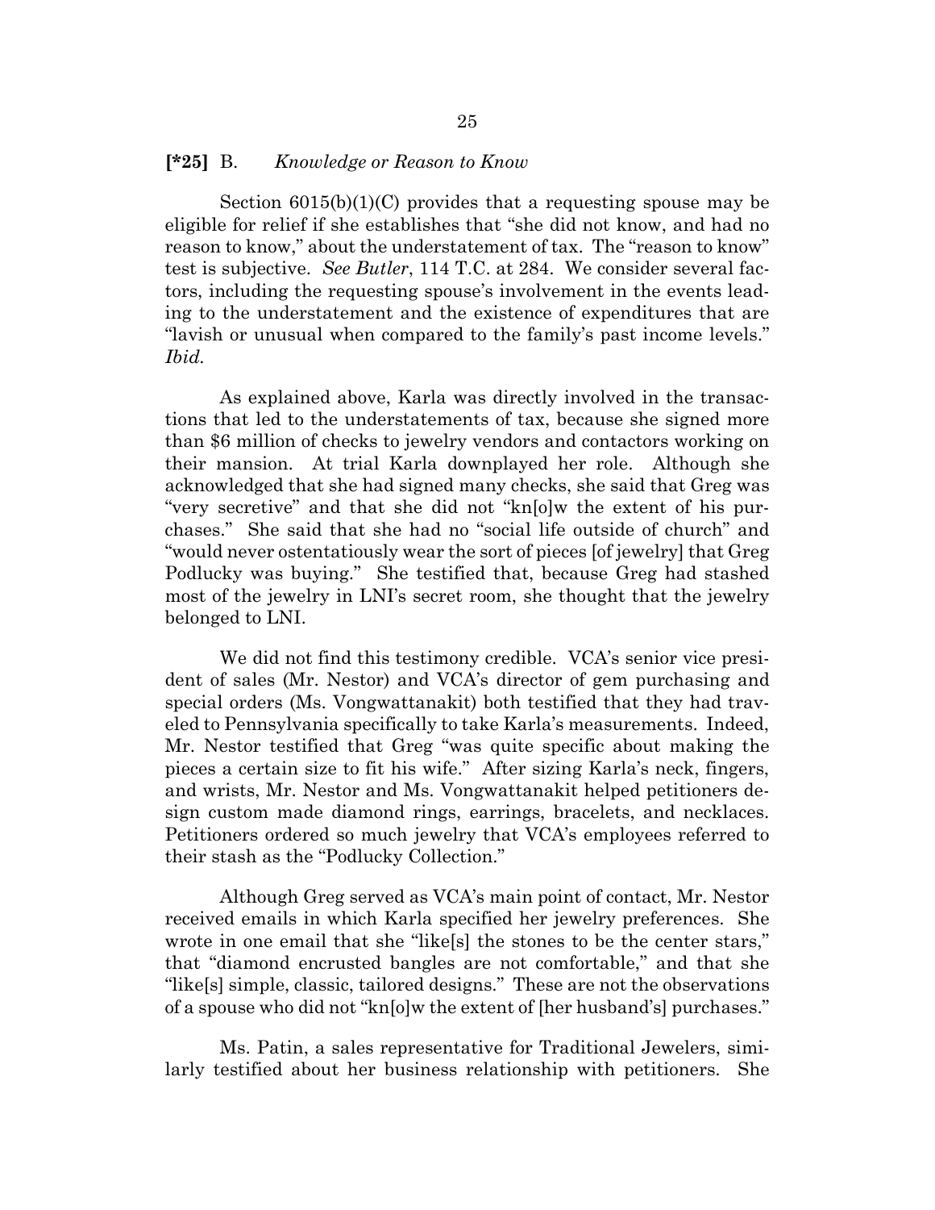**[*25]** B. *Knowledge or Reason to Know*

Section 6015(b)(1)(C) provides that a requesting spouse may be eligible for relief if she establishes that "she did not know, and had no reason to know," about the understatement of tax. The "reason to know" test is subjective. *See Butler*, 114 T.C. at 284. We consider several factors, including the requesting spouse's involvement in the events leading to the understatement and the existence of expenditures that are "lavish or unusual when compared to the family's past income levels." *Ibid.*

As explained above, Karla was directly involved in the transactions that led to the understatements of tax, because she signed more than $6 million of checks to jewelry vendors and contactors working on their mansion. At trial Karla downplayed her role. Although she acknowledged that she had signed many checks, she said that Greg was "very secretive" and that she did not "kn[o]w the extent of his purchases." She said that she had no "social life outside of church" and "would never ostentatiously wear the sort of pieces [of jewelry] that Greg Podlucky was buying." She testified that, because Greg had stashed most of the jewelry in LNI's secret room, she thought that the jewelry belonged to LNI.

We did not find this testimony credible. VCA's senior vice president of sales (Mr. Nestor) and VCA's director of gem purchasing and special orders (Ms. Vongwattanakit) both testified that they had traveled to Pennsylvania specifically to take Karla's measurements. Indeed, Mr. Nestor testified that Greg "was quite specific about making the pieces a certain size to fit his wife." After sizing Karla's neck, fingers, and wrists, Mr. Nestor and Ms. Vongwattanakit helped petitioners design custom made diamond rings, earrings, bracelets, and necklaces. Petitioners ordered so much jewelry that VCA's employees referred to their stash as the "Podlucky Collection."

Although Greg served as VCA's main point of contact, Mr. Nestor received emails in which Karla specified her jewelry preferences. She wrote in one email that she "like[s] the stones to be the center stars," that "diamond encrusted bangles are not comfortable," and that she "like[s] simple, classic, tailored designs." These are not the observations of a spouse who did not "kn[o]w the extent of [her husband's] purchases."

Ms. Patin, a sales representative for Traditional Jewelers, similarly testified about her business relationship with petitioners. She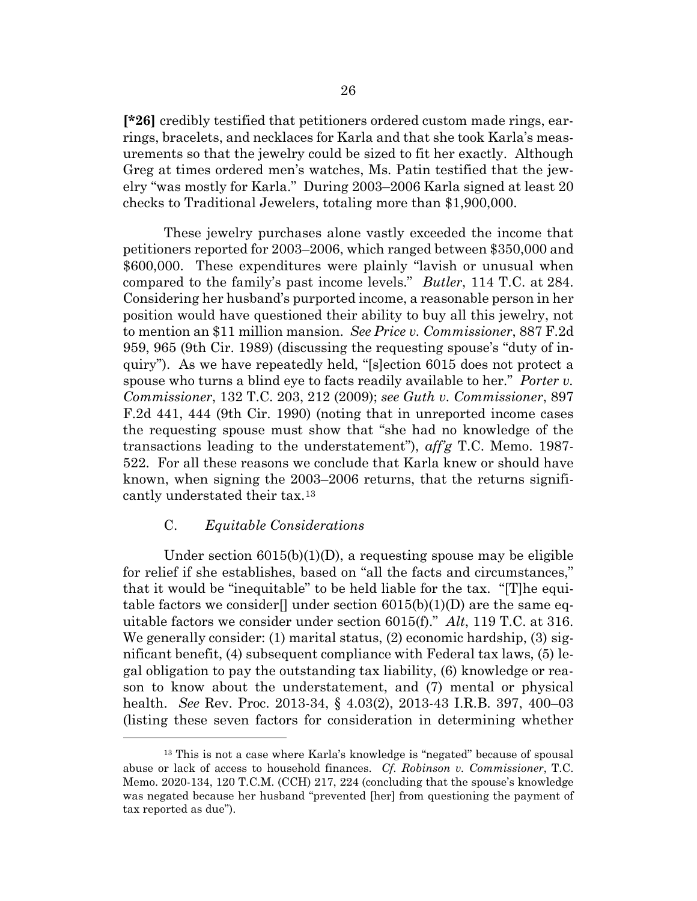**[*26]** credibly testified that petitioners ordered custom made rings, earrings, bracelets, and necklaces for Karla and that she took Karla's measurements so that the jewelry could be sized to fit her exactly. Although Greg at times ordered men's watches, Ms. Patin testified that the jewelry "was mostly for Karla." During 2003–2006 Karla signed at least 20 checks to Traditional Jewelers, totaling more than $1,900,000.

These jewelry purchases alone vastly exceeded the income that petitioners reported for 2003–2006, which ranged between $350,000 and $600,000. These expenditures were plainly "lavish or unusual when compared to the family's past income levels." *Butler*, 114 T.C. at 284. Considering her husband's purported income, a reasonable person in her position would have questioned their ability to buy all this jewelry, not to mention an $11 million mansion. *See Price v. Commissioner*, 887 F.2d 959, 965 (9th Cir. 1989) (discussing the requesting spouse's "duty of inquiry"). As we have repeatedly held, "[s]ection 6015 does not protect a spouse who turns a blind eye to facts readily available to her." *Porter v. Commissioner*, 132 T.C. 203, 212 (2009); *see Guth v. Commissioner*, 897 F.2d 441, 444 (9th Cir. 1990) (noting that in unreported income cases the requesting spouse must show that "she had no knowledge of the transactions leading to the understatement"), *aff'g* T.C. Memo. 1987-522. For all these reasons we conclude that Karla knew or should have known, when signing the 2003–2006 returns, that the returns significantly understated their tax.[13]

### C. *Equitable Considerations*

Under section 6015(b)(1)(D), a requesting spouse may be eligible for relief if she establishes, based on "all the facts and circumstances," that it would be "inequitable" to be held liable for the tax. "[T]he equitable factors we consider[] under section 6015(b)(1)(D) are the same equitable factors we consider under section 6015(f)." *Alt*, 119 T.C. at 316. We generally consider: (1) marital status, (2) economic hardship, (3) significant benefit, (4) subsequent compliance with Federal tax laws, (5) legal obligation to pay the outstanding tax liability, (6) knowledge or reason to know about the understatement, and (7) mental or physical health. *See* Rev. Proc. 2013-34, § 4.03(2), 2013-43 I.R.B. 397, 400–03 (listing these seven factors for consideration in determining whether

---

[13] This is not a case where Karla's knowledge is "negated" because of spousal abuse or lack of access to household finances. *Cf. Robinson v. Commissioner*, T.C. Memo. 2020-134, 120 T.C.M. (CCH) 217, 224 (concluding that the spouse's knowledge was negated because her husband "prevented [her] from questioning the payment of tax reported as due").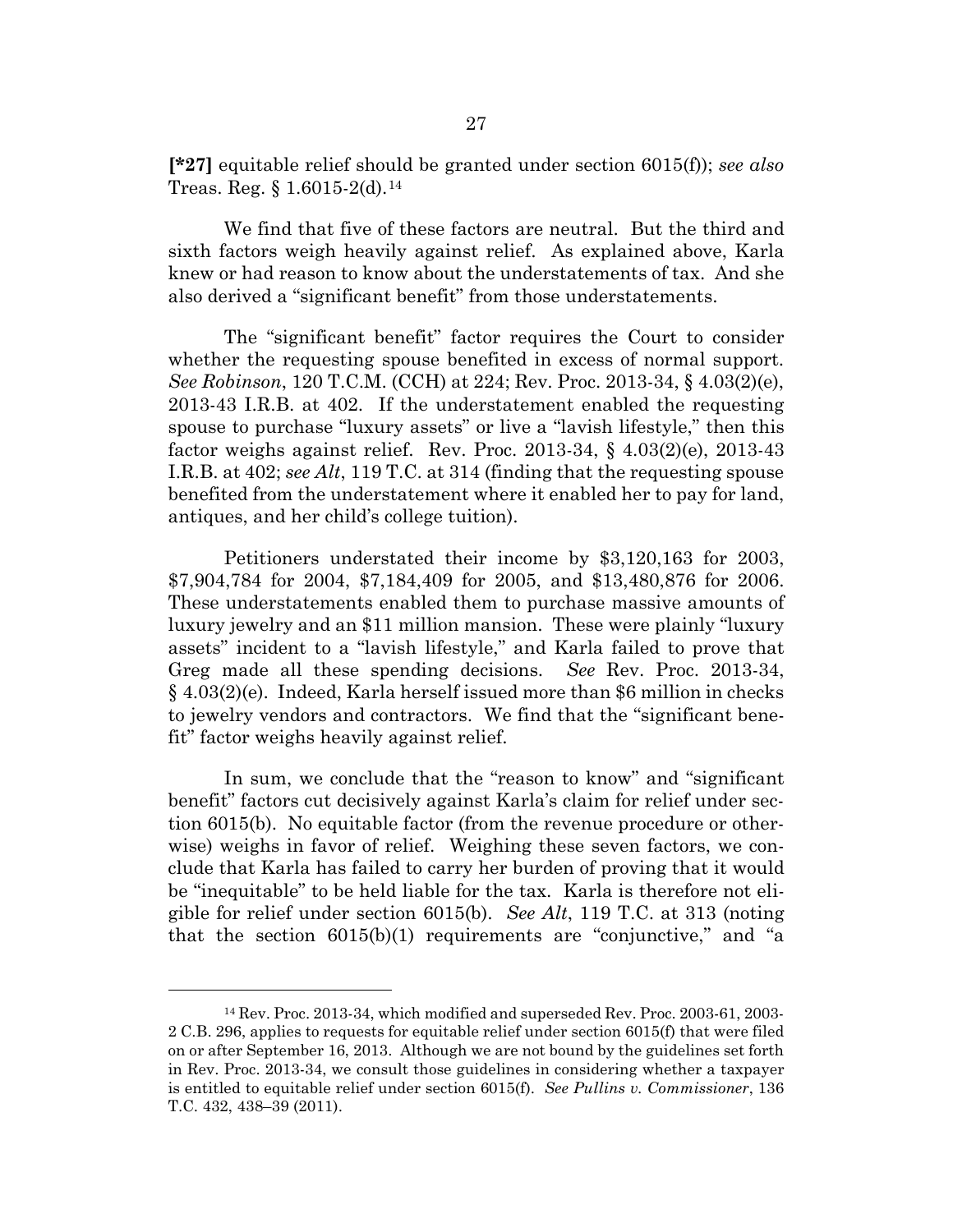**[*27]** equitable relief should be granted under section 6015(f)); *see also* Treas. Reg. § 1.6015-2(d).[14]

We find that five of these factors are neutral. But the third and sixth factors weigh heavily against relief. As explained above, Karla knew or had reason to know about the understatements of tax. And she also derived a "significant benefit" from those understatements.

The "significant benefit" factor requires the Court to consider whether the requesting spouse benefited in excess of normal support. *See Robinson*, 120 T.C.M. (CCH) at 224; Rev. Proc. 2013-34, § 4.03(2)(e), 2013-43 I.R.B. at 402. If the understatement enabled the requesting spouse to purchase "luxury assets" or live a "lavish lifestyle," then this factor weighs against relief. Rev. Proc. 2013-34, § 4.03(2)(e), 2013-43 I.R.B. at 402; *see Alt*, 119 T.C. at 314 (finding that the requesting spouse benefited from the understatement where it enabled her to pay for land, antiques, and her child's college tuition).

Petitioners understated their income by $3,120,163 for 2003, $7,904,784 for 2004, $7,184,409 for 2005, and $13,480,876 for 2006. These understatements enabled them to purchase massive amounts of luxury jewelry and an $11 million mansion. These were plainly "luxury assets" incident to a "lavish lifestyle," and Karla failed to prove that Greg made all these spending decisions. *See* Rev. Proc. 2013-34, § 4.03(2)(e). Indeed, Karla herself issued more than $6 million in checks to jewelry vendors and contractors. We find that the "significant benefit" factor weighs heavily against relief.

In sum, we conclude that the "reason to know" and "significant benefit" factors cut decisively against Karla's claim for relief under section 6015(b). No equitable factor (from the revenue procedure or otherwise) weighs in favor of relief. Weighing these seven factors, we conclude that Karla has failed to carry her burden of proving that it would be "inequitable" to be held liable for the tax. Karla is therefore not eligible for relief under section 6015(b). *See Alt*, 119 T.C. at 313 (noting that the section 6015(b)(1) requirements are "conjunctive," and "a

---

[14] Rev. Proc. 2013-34, which modified and superseded Rev. Proc. 2003-61, 2003-2 C.B. 296, applies to requests for equitable relief under section 6015(f) that were filed on or after September 16, 2013. Although we are not bound by the guidelines set forth in Rev. Proc. 2013-34, we consult those guidelines in considering whether a taxpayer is entitled to equitable relief under section 6015(f). *See Pullins v. Commissioner*, 136 T.C. 432, 438–39 (2011).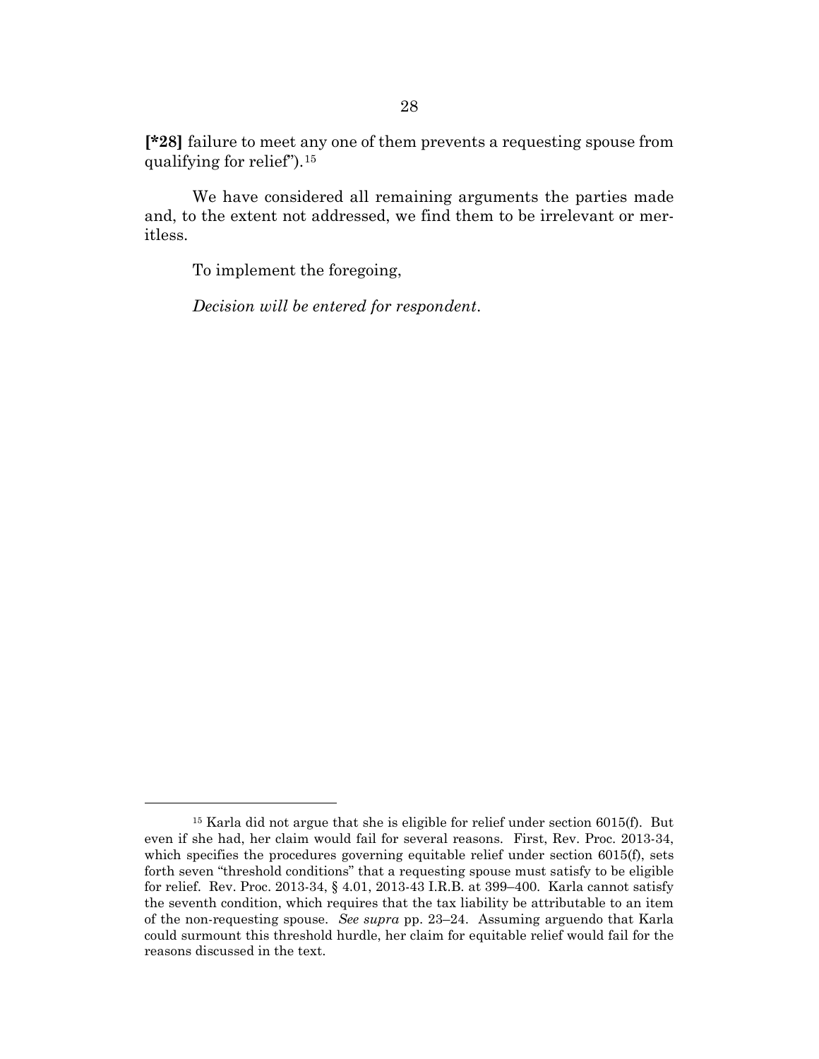**[*28]** failure to meet any one of them prevents a requesting spouse from qualifying for relief").[15]

We have considered all remaining arguments the parties made and, to the extent not addressed, we find them to be irrelevant or meritless.

To implement the foregoing,

*Decision will be entered for respondent.*

---

[15] Karla did not argue that she is eligible for relief under section 6015(f). But even if she had, her claim would fail for several reasons. First, Rev. Proc. 2013-34, which specifies the procedures governing equitable relief under section 6015(f), sets forth seven "threshold conditions" that a requesting spouse must satisfy to be eligible for relief. Rev. Proc. 2013-34, § 4.01, 2013-43 I.R.B. at 399–400. Karla cannot satisfy the seventh condition, which requires that the tax liability be attributable to an item of the non-requesting spouse. *See supra* pp. 23–24. Assuming arguendo that Karla could surmount this threshold hurdle, her claim for equitable relief would fail for the reasons discussed in the text.